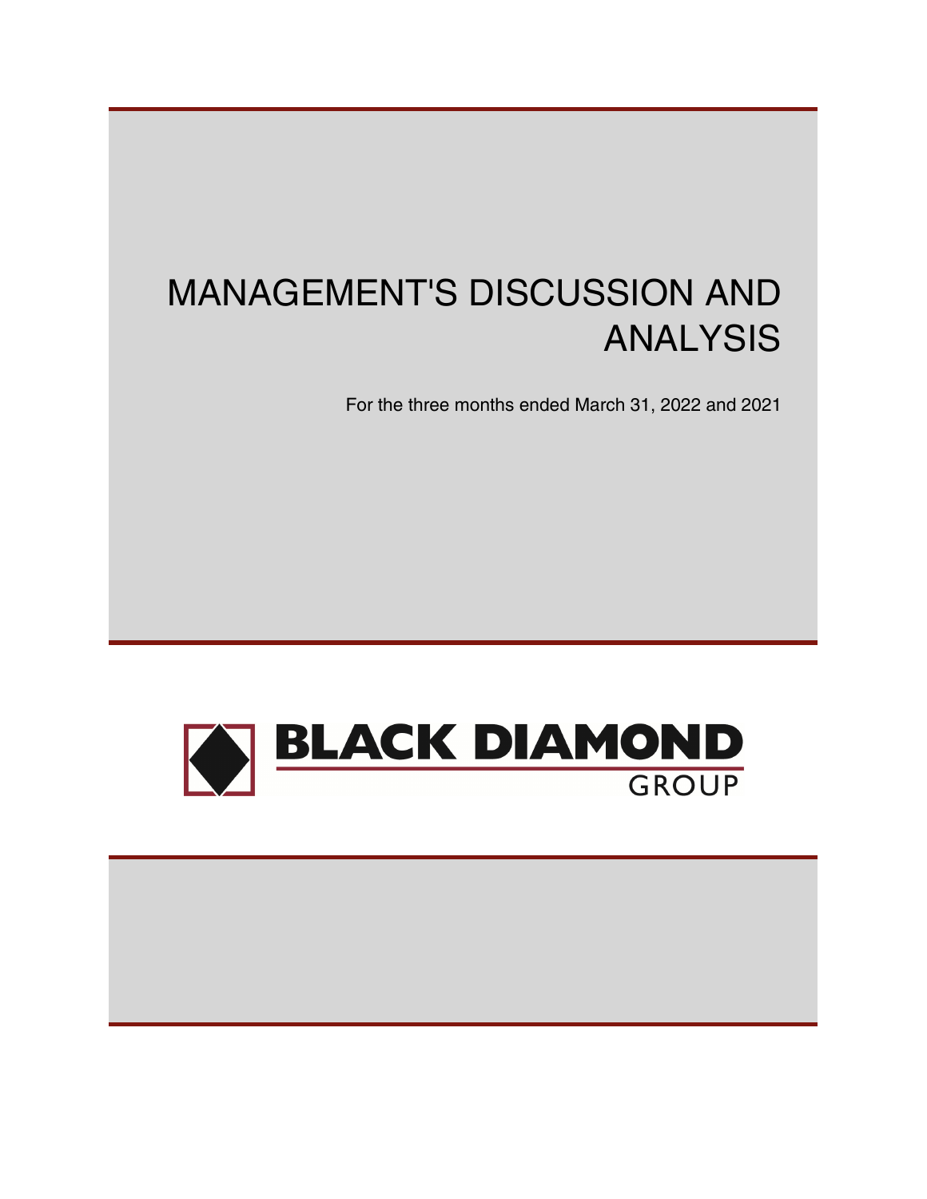# MANAGEMENT'S DISCUSSION AND ANALYSIS

For the three months ended March 31, 2022 and 2021

BLACK DIAMOND GROUP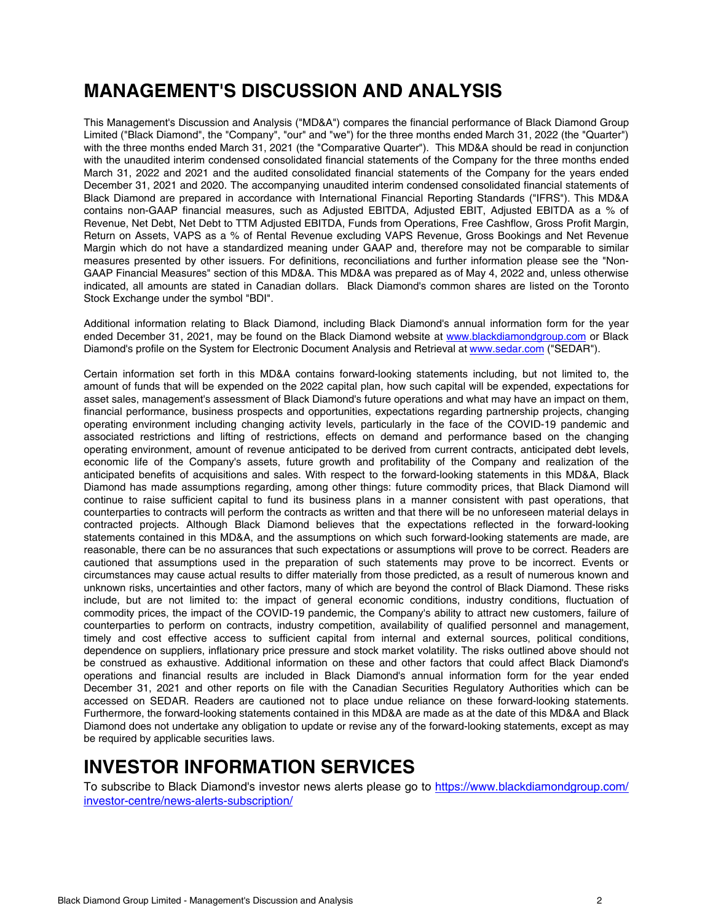# MANAGEMENT'S DISCUSSION AND ANALYSIS

This Management's Discussion and Analysis ("MD&A") compares the financial performance of Black Diamond Group Limited ("Black Diamond", the "Company", "our" and "we") for the three months ended March 31, 2022 (the "Quarter") with the three months ended March 31, 2021 (the "Comparative Quarter"). This MD&A should be read in conjunction with the unaudited interim condensed consolidated financial statements of the Company for the three months ended March 31, 2022 and 2021 and the audited consolidated financial statements of the Company for the years ended December 31, 2021 and 2020. The accompanying unaudited interim condensed consolidated financial statements of Black Diamond are prepared in accordance with International Financial Reporting Standards ("IFRS"). This MD&A contains non-GAAP financial measures, such as Adjusted EBITDA, Adjusted EBIT, Adjusted EBITDA as a % of Revenue, Net Debt, Net Debt to TTM Adjusted EBITDA, Funds from Operations, Free Cashflow, Gross Profit Margin, Return on Assets, VAPS as a % of Rental Revenue excluding VAPS Revenue, Gross Bookings and Net Revenue Margin which do not have a standardized meaning under GAAP and, therefore may not be comparable to similar measures presented by other issuers. For definitions, reconciliations and further information please see the "Non-GAAP Financial Measures" section of this MD&A. This MD&A was prepared as of May 4, 2022 and, unless otherwise indicated, all amounts are stated in Canadian dollars. Black Diamond's common shares are listed on the Toronto Stock Exchange under the symbol "BDI".

Additional information relating to Black Diamond, including Black Diamond's annual information form for the year ended December 31, 2021, may be found on the Black Diamond website at www.blackdiamondgroup.com or Black Diamond's profile on the System for Electronic Document Analysis and Retrieval at www.sedar.com ("SEDAR").

Certain information set forth in this MD&A contains forward-looking statements including, but not limited to, the amount of funds that will be expended on the 2022 capital plan, how such capital will be expended, expectations for asset sales, management's assessment of Black Diamond's future operations and what may have an impact on them, financial performance, business prospects and opportunities, expectations regarding partnership projects, changing operating environment including changing activity levels, particularly in the face of the COVID-19 pandemic and associated restrictions and lifting of restrictions, effects on demand and performance based on the changing operating environment, amount of revenue anticipated to be derived from current contracts, anticipated debt levels, economic life of the Company's assets, future growth and profitability of the Company and realization of the anticipated benefits of acquisitions and sales. With respect to the forward-looking statements in this MD&A, Black Diamond has made assumptions regarding, among other things: future commodity prices, that Black Diamond will continue to raise sufficient capital to fund its business plans in a manner consistent with past operations, that counterparties to contracts will perform the contracts as written and that there will be no unforeseen material delays in contracted projects. Although Black Diamond believes that the expectations reflected in the forward-looking statements contained in this MD&A, and the assumptions on which such forward-looking statements are made, are reasonable, there can be no assurances that such expectations or assumptions will prove to be correct. Readers are cautioned that assumptions used in the preparation of such statements may prove to be incorrect. Events or circumstances may cause actual results to differ materially from those predicted, as a result of numerous known and unknown risks, uncertainties and other factors, many of which are beyond the control of Black Diamond. These risks include, but are not limited to: the impact of general economic conditions, industry conditions, fluctuation of commodity prices, the impact of the COVID-19 pandemic, the Company's ability to attract new customers, failure of counterparties to perform on contracts, industry competition, availability of qualified personnel and management, timely and cost effective access to sufficient capital from internal and external sources, political conditions, dependence on suppliers, inflationary price pressure and stock market volatility. The risks outlined above should not be construed as exhaustive. Additional information on these and other factors that could affect Black Diamond's operations and financial results are included in Black Diamond's annual information form for the year ended December 31, 2021 and other reports on file with the Canadian Securities Regulatory Authorities which can be accessed on SEDAR. Readers are cautioned not to place undue reliance on these forward-looking statements. Furthermore, the forward-looking statements contained in this MD&A are made as at the date of this MD&A and Black Diamond does not undertake any obligation to update or revise any of the forward-looking statements, except as may be required by applicable securities laws.

# INVESTOR INFORMATION SERVICES

To subscribe to Black Diamond's investor news alerts please go to https://www.blackdiamondgroup.com/investor-centre/news-alerts-subscription/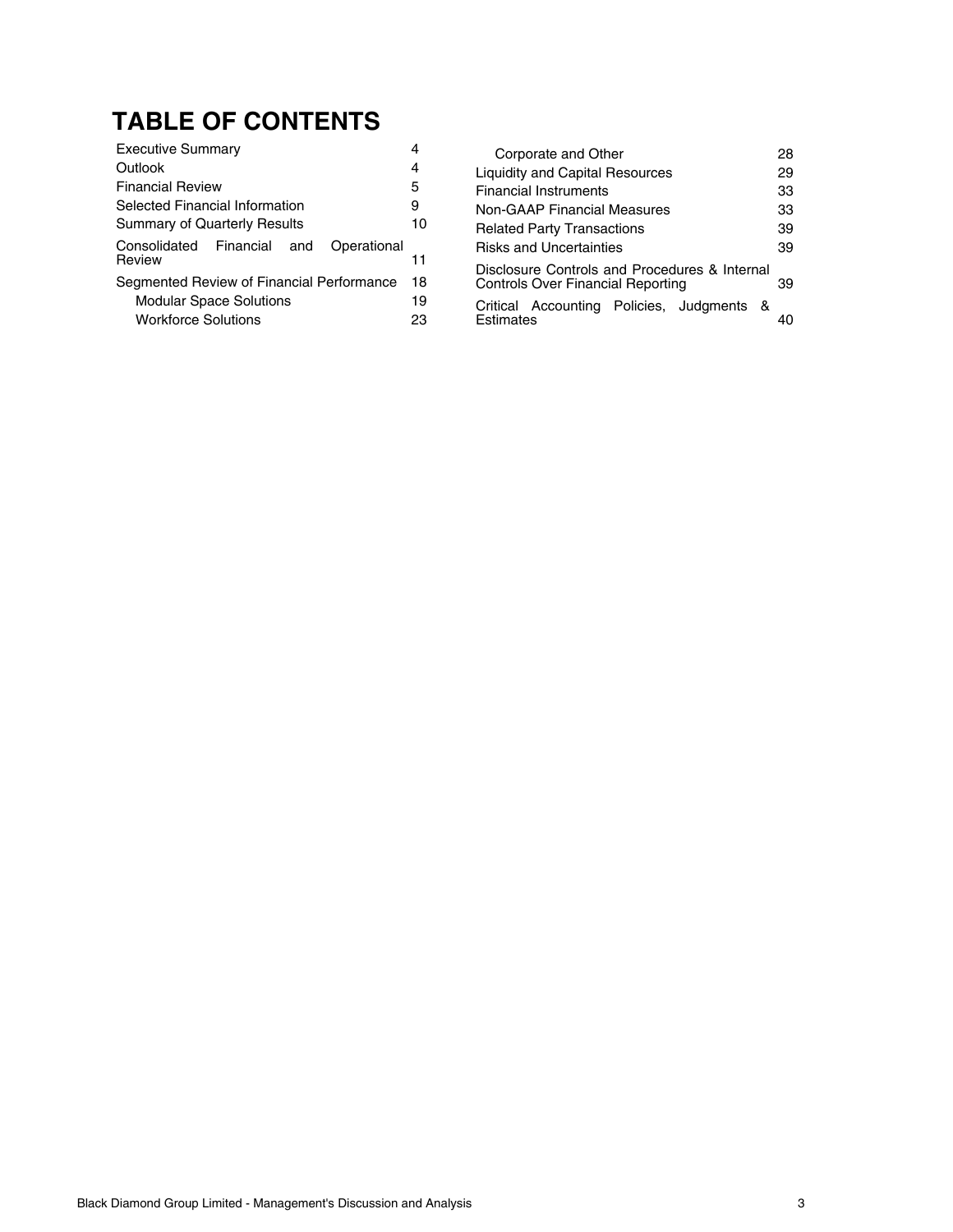# TABLE OF CONTENTS

| | |
|---|---|
| Executive Summary | 4 |
| Outlook | 4 |
| Financial Review | 5 |
| Selected Financial Information | 9 |
| Summary of Quarterly Results | 10 |
| Consolidated Financial and Operational Review | 11 |
| Segmented Review of Financial Performance | 18 |
| Modular Space Solutions | 19 |
| Workforce Solutions | 23 |
| Corporate and Other | 28 |
| Liquidity and Capital Resources | 29 |
| Financial Instruments | 33 |
| Non-GAAP Financial Measures | 33 |
| Related Party Transactions | 39 |
| Risks and Uncertainties | 39 |
| Disclosure Controls and Procedures & Internal Controls Over Financial Reporting | 39 |
| Critical Accounting Policies, Judgments & Estimates | 40 |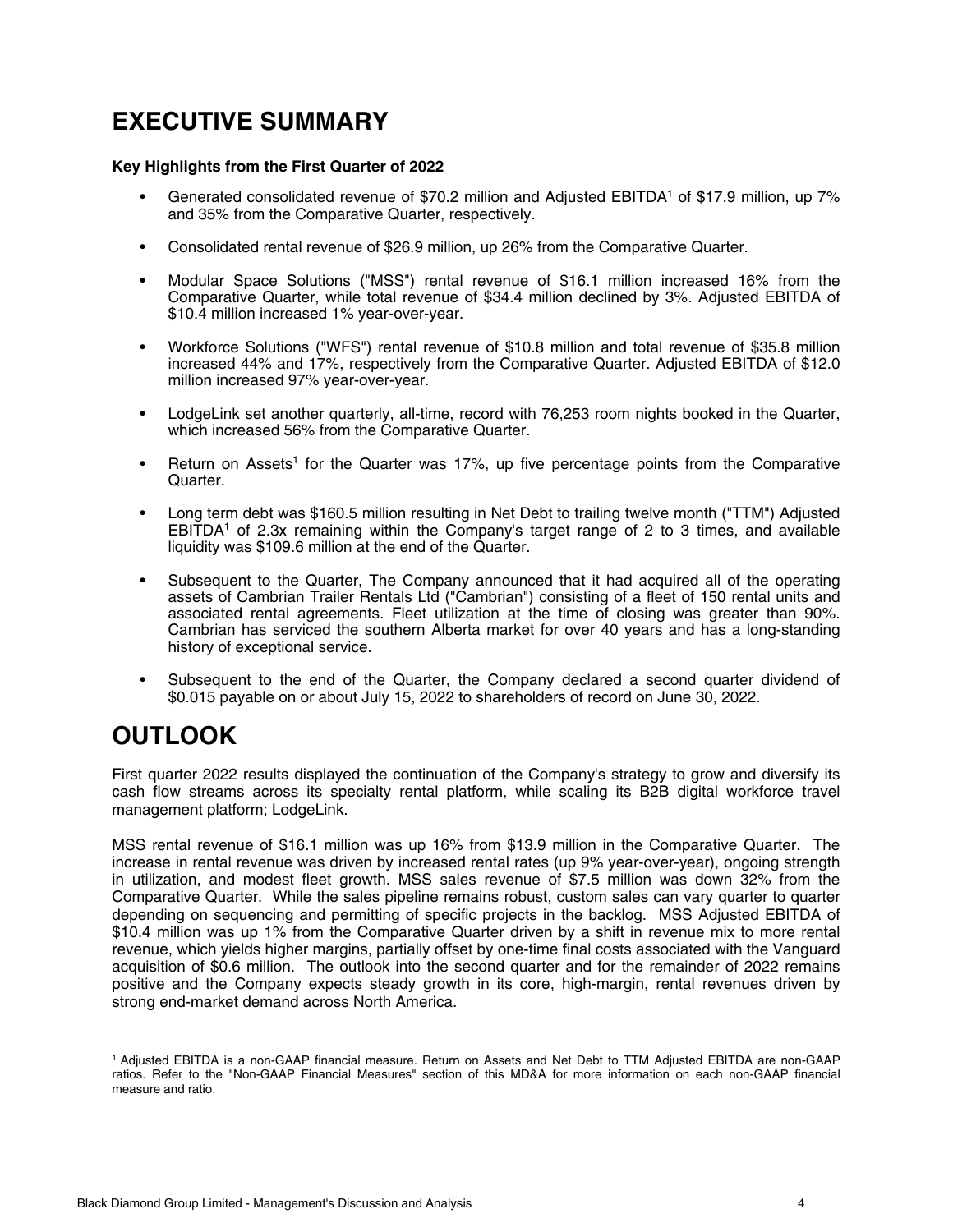# EXECUTIVE SUMMARY

**Key Highlights from the First Quarter of 2022**

- Generated consolidated revenue of $70.2 million and Adjusted EBITDA[1] of $17.9 million, up 7% and 35% from the Comparative Quarter, respectively.
- Consolidated rental revenue of $26.9 million, up 26% from the Comparative Quarter.
- Modular Space Solutions ("MSS") rental revenue of $16.1 million increased 16% from the Comparative Quarter, while total revenue of $34.4 million declined by 3%. Adjusted EBITDA of $10.4 million increased 1% year-over-year.
- Workforce Solutions ("WFS") rental revenue of $10.8 million and total revenue of $35.8 million increased 44% and 17%, respectively from the Comparative Quarter. Adjusted EBITDA of $12.0 million increased 97% year-over-year.
- LodgeLink set another quarterly, all-time, record with 76,253 room nights booked in the Quarter, which increased 56% from the Comparative Quarter.
- Return on Assets[1] for the Quarter was 17%, up five percentage points from the Comparative Quarter.
- Long term debt was $160.5 million resulting in Net Debt to trailing twelve month ("TTM") Adjusted EBITDA[1] of 2.3x remaining within the Company's target range of 2 to 3 times, and available liquidity was $109.6 million at the end of the Quarter.
- Subsequent to the Quarter, The Company announced that it had acquired all of the operating assets of Cambrian Trailer Rentals Ltd ("Cambrian") consisting of a fleet of 150 rental units and associated rental agreements. Fleet utilization at the time of closing was greater than 90%. Cambrian has serviced the southern Alberta market for over 40 years and has a long-standing history of exceptional service.
- Subsequent to the end of the Quarter, the Company declared a second quarter dividend of $0.015 payable on or about July 15, 2022 to shareholders of record on June 30, 2022.

# OUTLOOK

First quarter 2022 results displayed the continuation of the Company's strategy to grow and diversify its cash flow streams across its specialty rental platform, while scaling its B2B digital workforce travel management platform; LodgeLink.

MSS rental revenue of $16.1 million was up 16% from $13.9 million in the Comparative Quarter. The increase in rental revenue was driven by increased rental rates (up 9% year-over-year), ongoing strength in utilization, and modest fleet growth. MSS sales revenue of $7.5 million was down 32% from the Comparative Quarter. While the sales pipeline remains robust, custom sales can vary quarter to quarter depending on sequencing and permitting of specific projects in the backlog. MSS Adjusted EBITDA of $10.4 million was up 1% from the Comparative Quarter driven by a shift in revenue mix to more rental revenue, which yields higher margins, partially offset by one-time final costs associated with the Vanguard acquisition of $0.6 million. The outlook into the second quarter and for the remainder of 2022 remains positive and the Company expects steady growth in its core, high-margin, rental revenues driven by strong end-market demand across North America.

[1] Adjusted EBITDA is a non-GAAP financial measure. Return on Assets and Net Debt to TTM Adjusted EBITDA are non-GAAP ratios. Refer to the "Non-GAAP Financial Measures" section of this MD&A for more information on each non-GAAP financial measure and ratio.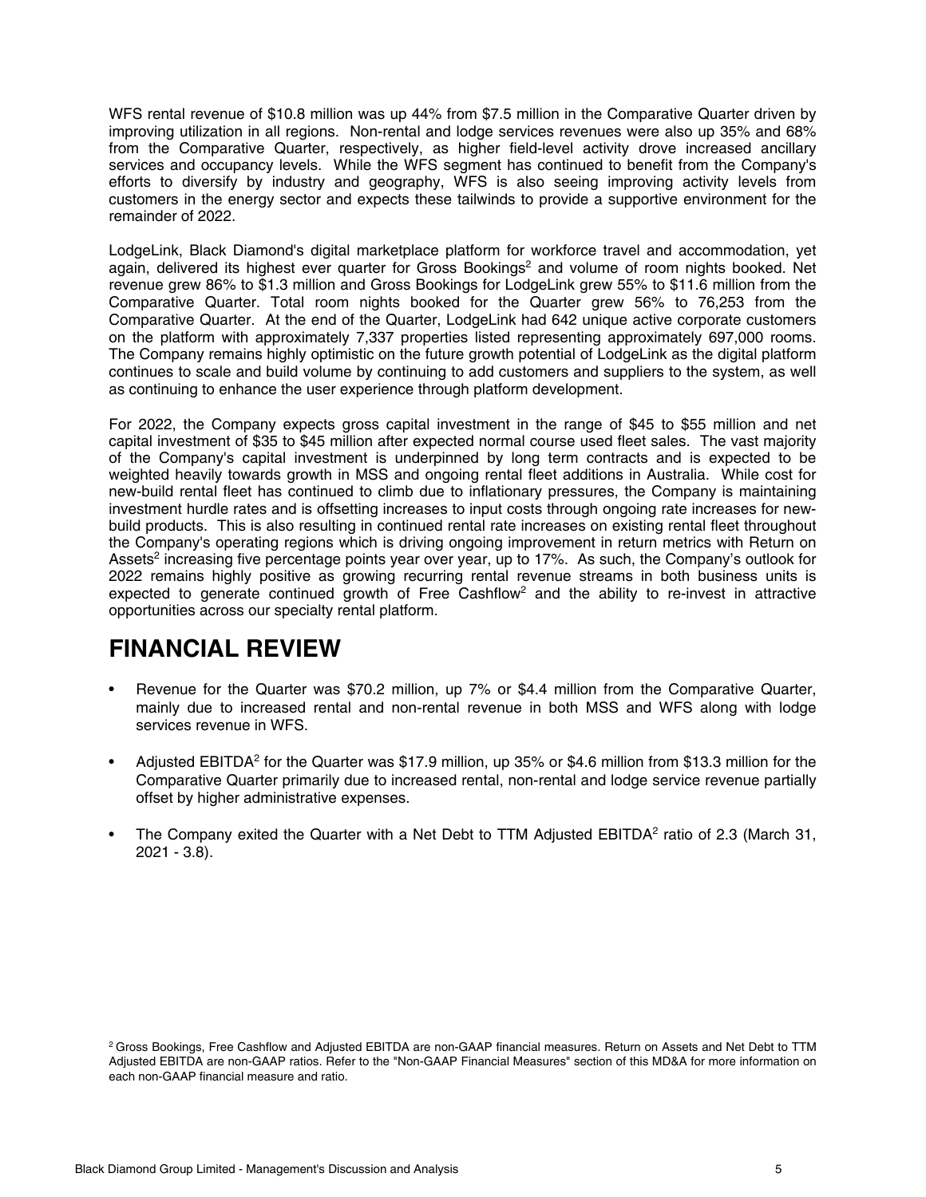WFS rental revenue of $10.8 million was up 44% from $7.5 million in the Comparative Quarter driven by improving utilization in all regions. Non-rental and lodge services revenues were also up 35% and 68% from the Comparative Quarter, respectively, as higher field-level activity drove increased ancillary services and occupancy levels. While the WFS segment has continued to benefit from the Company's efforts to diversify by industry and geography, WFS is also seeing improving activity levels from customers in the energy sector and expects these tailwinds to provide a supportive environment for the remainder of 2022.

LodgeLink, Black Diamond's digital marketplace platform for workforce travel and accommodation, yet again, delivered its highest ever quarter for Gross Bookings[2] and volume of room nights booked. Net revenue grew 86% to $1.3 million and Gross Bookings for LodgeLink grew 55% to $11.6 million from the Comparative Quarter. Total room nights booked for the Quarter grew 56% to 76,253 from the Comparative Quarter. At the end of the Quarter, LodgeLink had 642 unique active corporate customers on the platform with approximately 7,337 properties listed representing approximately 697,000 rooms. The Company remains highly optimistic on the future growth potential of LodgeLink as the digital platform continues to scale and build volume by continuing to add customers and suppliers to the system, as well as continuing to enhance the user experience through platform development.

For 2022, the Company expects gross capital investment in the range of $45 to $55 million and net capital investment of $35 to $45 million after expected normal course used fleet sales. The vast majority of the Company's capital investment is underpinned by long term contracts and is expected to be weighted heavily towards growth in MSS and ongoing rental fleet additions in Australia. While cost for new-build rental fleet has continued to climb due to inflationary pressures, the Company is maintaining investment hurdle rates and is offsetting increases to input costs through ongoing rate increases for new-build products. This is also resulting in continued rental rate increases on existing rental fleet throughout the Company's operating regions which is driving ongoing improvement in return metrics with Return on Assets[2] increasing five percentage points year over year, up to 17%. As such, the Company's outlook for 2022 remains highly positive as growing recurring rental revenue streams in both business units is expected to generate continued growth of Free Cashflow[2] and the ability to re-invest in attractive opportunities across our specialty rental platform.

# FINANCIAL REVIEW

- Revenue for the Quarter was $70.2 million, up 7% or $4.4 million from the Comparative Quarter, mainly due to increased rental and non-rental revenue in both MSS and WFS along with lodge services revenue in WFS.
- Adjusted EBITDA[2] for the Quarter was $17.9 million, up 35% or $4.6 million from $13.3 million for the Comparative Quarter primarily due to increased rental, non-rental and lodge service revenue partially offset by higher administrative expenses.
- The Company exited the Quarter with a Net Debt to TTM Adjusted EBITDA[2] ratio of 2.3 (March 31, 2021 - 3.8).

[2] Gross Bookings, Free Cashflow and Adjusted EBITDA are non-GAAP financial measures. Return on Assets and Net Debt to TTM Adjusted EBITDA are non-GAAP ratios. Refer to the "Non-GAAP Financial Measures" section of this MD&A for more information on each non-GAAP financial measure and ratio.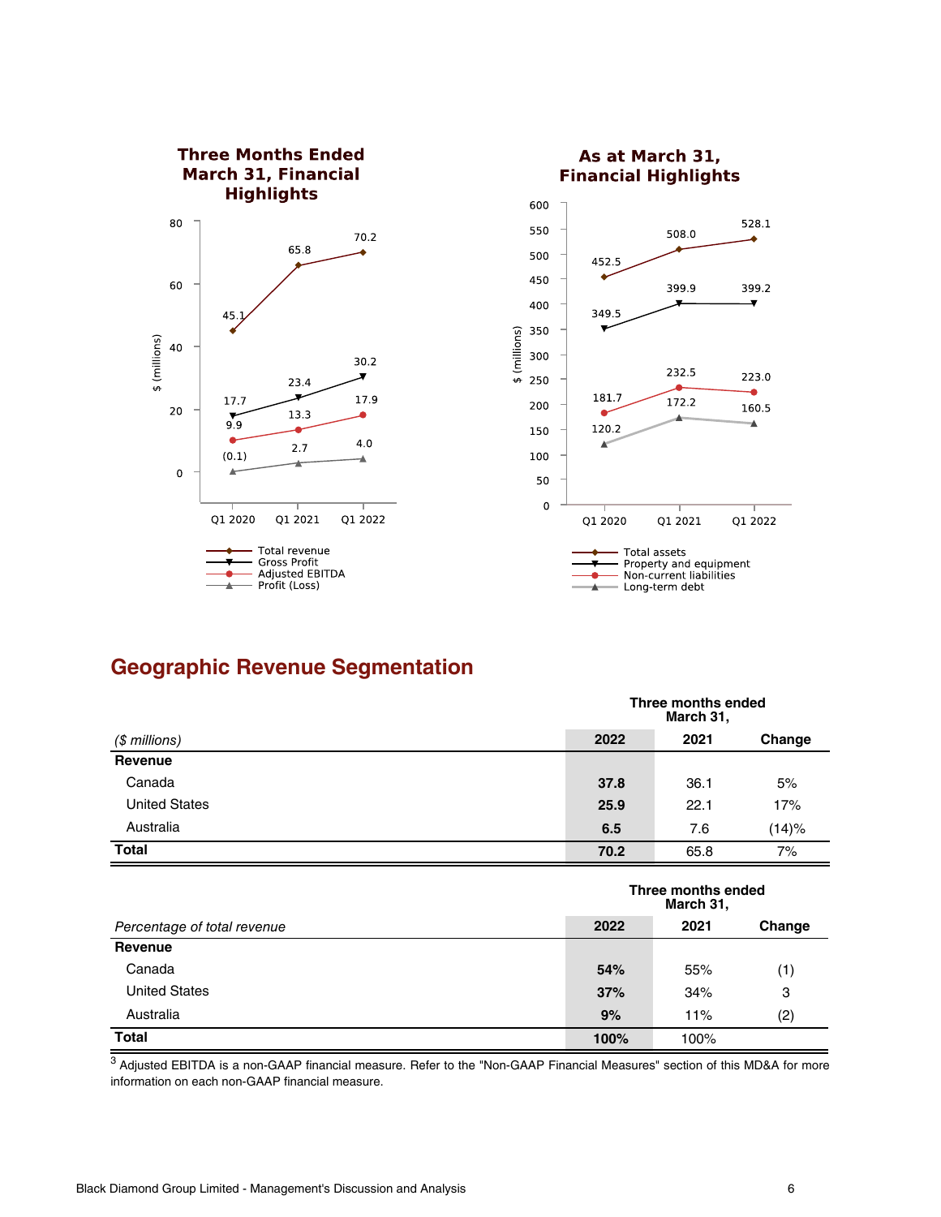**Three Months Ended March 31, Financial Highlights**

| $ (millions) | Q1 2020 | Q1 2021 | Q1 2022 |
|---|---|---|---|
| Total revenue | 45.1 | 65.8 | 70.2 |
| Gross Profit | 17.7 | 23.4 | 30.2 |
| Adjusted EBITDA | 9.9 | 13.3 | 17.9 |
| Profit (Loss) | (0.1) | 2.7 | 4.0 |

**As at March 31, Financial Highlights**

| $ (millions) | Q1 2020 | Q1 2021 | Q1 2022 |
|---|---|---|---|
| Total assets | 452.5 | 508.0 | 528.1 |
| Property and equipment | 349.5 | 399.9 | 399.2 |
| Non-current liabilities | 181.7 | 232.5 | 223.0 |
| Long-term debt | 120.2 | 172.2 | 160.5 |

## Geographic Revenue Segmentation

| | Three months ended March 31, | | |
|---|---|---|---|
| *($ millions)* | **2022** | **2021** | **Change** |
| **Revenue** | | | |
| Canada | **37.8** | 36.1 | 5% |
| United States | **25.9** | 22.1 | 17% |
| Australia | **6.5** | 7.6 | (14)% |
| **Total** | **70.2** | 65.8 | 7% |

| | Three months ended March 31, | | |
|---|---|---|---|
| *Percentage of total revenue* | **2022** | **2021** | **Change** |
| **Revenue** | | | |
| Canada | **54%** | 55% | (1) |
| United States | **37%** | 34% | 3 |
| Australia | **9%** | 11% | (2) |
| **Total** | **100%** | 100% | |

[3] Adjusted EBITDA is a non-GAAP financial measure. Refer to the "Non-GAAP Financial Measures" section of this MD&A for more information on each non-GAAP financial measure.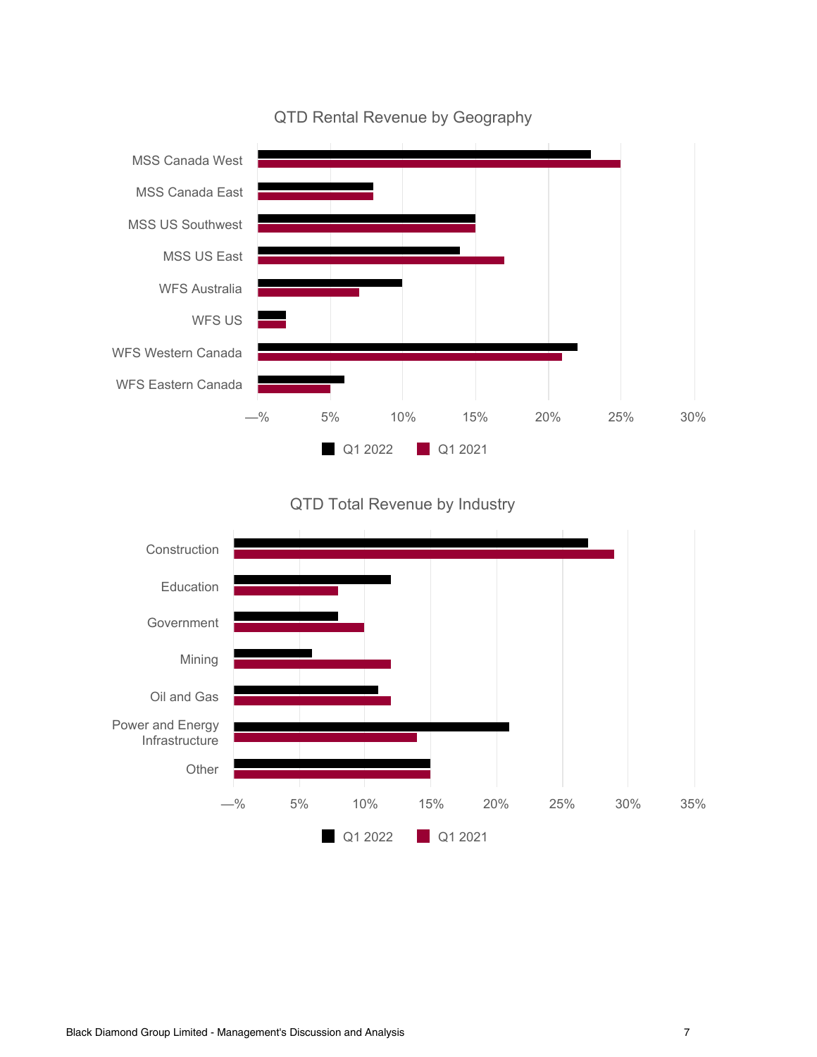QTD Rental Revenue by Geography

MSS Canada West
MSS Canada East
MSS US Southwest
MSS US East
WFS Australia
WFS US
WFS Western Canada
WFS Eastern Canada

—% 5% 10% 15% 20% 25% 30%

Q1 2022 Q1 2021

QTD Total Revenue by Industry

Construction
Education
Government
Mining
Oil and Gas
Power and Energy Infrastructure
Other

—% 5% 10% 15% 20% 25% 30% 35%

Q1 2022 Q1 2021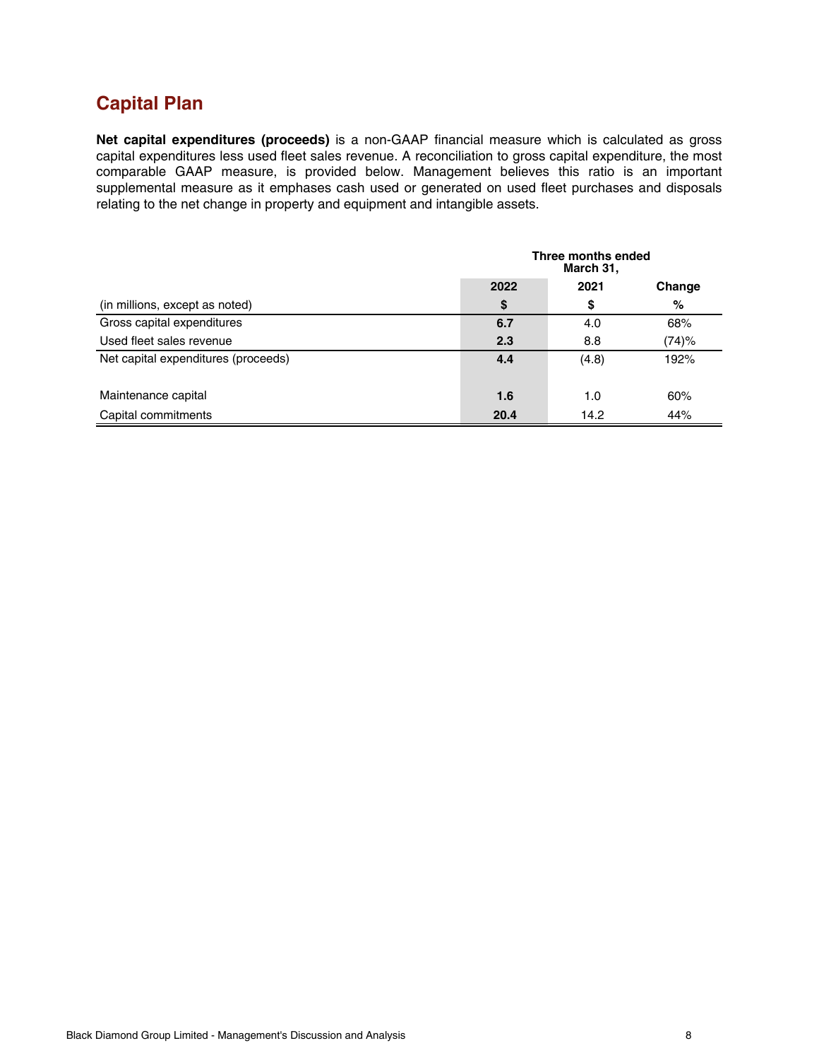## Capital Plan

**Net capital expenditures (proceeds)** is a non-GAAP financial measure which is calculated as gross capital expenditures less used fleet sales revenue. A reconciliation to gross capital expenditure, the most comparable GAAP measure, is provided below. Management believes this ratio is an important supplemental measure as it emphases cash used or generated on used fleet purchases and disposals relating to the net change in property and equipment and intangible assets.

| | Three months ended March 31, | | |
|---|---|---|---|
| | **2022** | **2021** | **Change** |
| (in millions, except as noted) | **$** | **$** | **%** |
| Gross capital expenditures | **6.7** | 4.0 | 68% |
| Used fleet sales revenue | **2.3** | 8.8 | (74)% |
| Net capital expenditures (proceeds) | **4.4** | (4.8) | 192% |
| | | | |
| Maintenance capital | **1.6** | 1.0 | 60% |
| Capital commitments | **20.4** | 14.2 | 44% |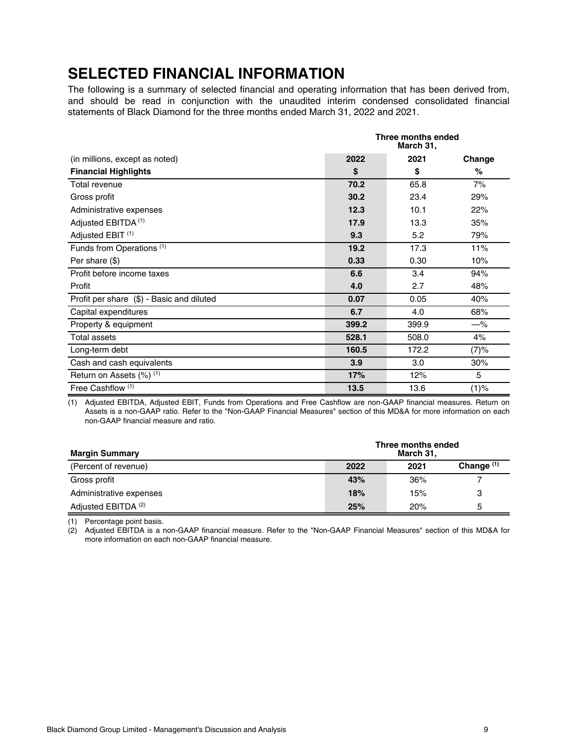# SELECTED FINANCIAL INFORMATION

The following is a summary of selected financial and operating information that has been derived from, and should be read in conjunction with the unaudited interim condensed consolidated financial statements of Black Diamond for the three months ended March 31, 2022 and 2021.

| | Three months ended March 31, | | |
|---|---|---|---|
| (in millions, except as noted) | 2022 | 2021 | Change |
| **Financial Highlights** | $ | $ | % |
| Total revenue | **70.2** | 65.8 | 7% |
| Gross profit | **30.2** | 23.4 | 29% |
| Administrative expenses | **12.3** | 10.1 | 22% |
| Adjusted EBITDA (1) | **17.9** | 13.3 | 35% |
| Adjusted EBIT (1) | **9.3** | 5.2 | 79% |
| Funds from Operations (1) | **19.2** | 17.3 | 11% |
| Per share ($) | **0.33** | 0.30 | 10% |
| Profit before income taxes | **6.6** | 3.4 | 94% |
| Profit | **4.0** | 2.7 | 48% |
| Profit per share ($) - Basic and diluted | **0.07** | 0.05 | 40% |
| Capital expenditures | **6.7** | 4.0 | 68% |
| Property & equipment | **399.2** | 399.9 | —% |
| Total assets | **528.1** | 508.0 | 4% |
| Long-term debt | **160.5** | 172.2 | (7)% |
| Cash and cash equivalents | **3.9** | 3.0 | 30% |
| Return on Assets (%) (1) | **17%** | 12% | 5 |
| Free Cashflow (1) | **13.5** | 13.6 | (1)% |

(1) Adjusted EBITDA, Adjusted EBIT, Funds from Operations and Free Cashflow are non-GAAP financial measures. Return on Assets is a non-GAAP ratio. Refer to the "Non-GAAP Financial Measures" section of this MD&A for more information on each non-GAAP financial measure and ratio.

| **Margin Summary** | Three months ended March 31, | | |
|---|---|---|---|
| (Percent of revenue) | 2022 | 2021 | Change (1) |
| Gross profit | **43%** | 36% | 7 |
| Administrative expenses | **18%** | 15% | 3 |
| Adjusted EBITDA (2) | **25%** | 20% | 5 |

(1) Percentage point basis.

(2) Adjusted EBITDA is a non-GAAP financial measure. Refer to the "Non-GAAP Financial Measures" section of this MD&A for more information on each non-GAAP financial measure.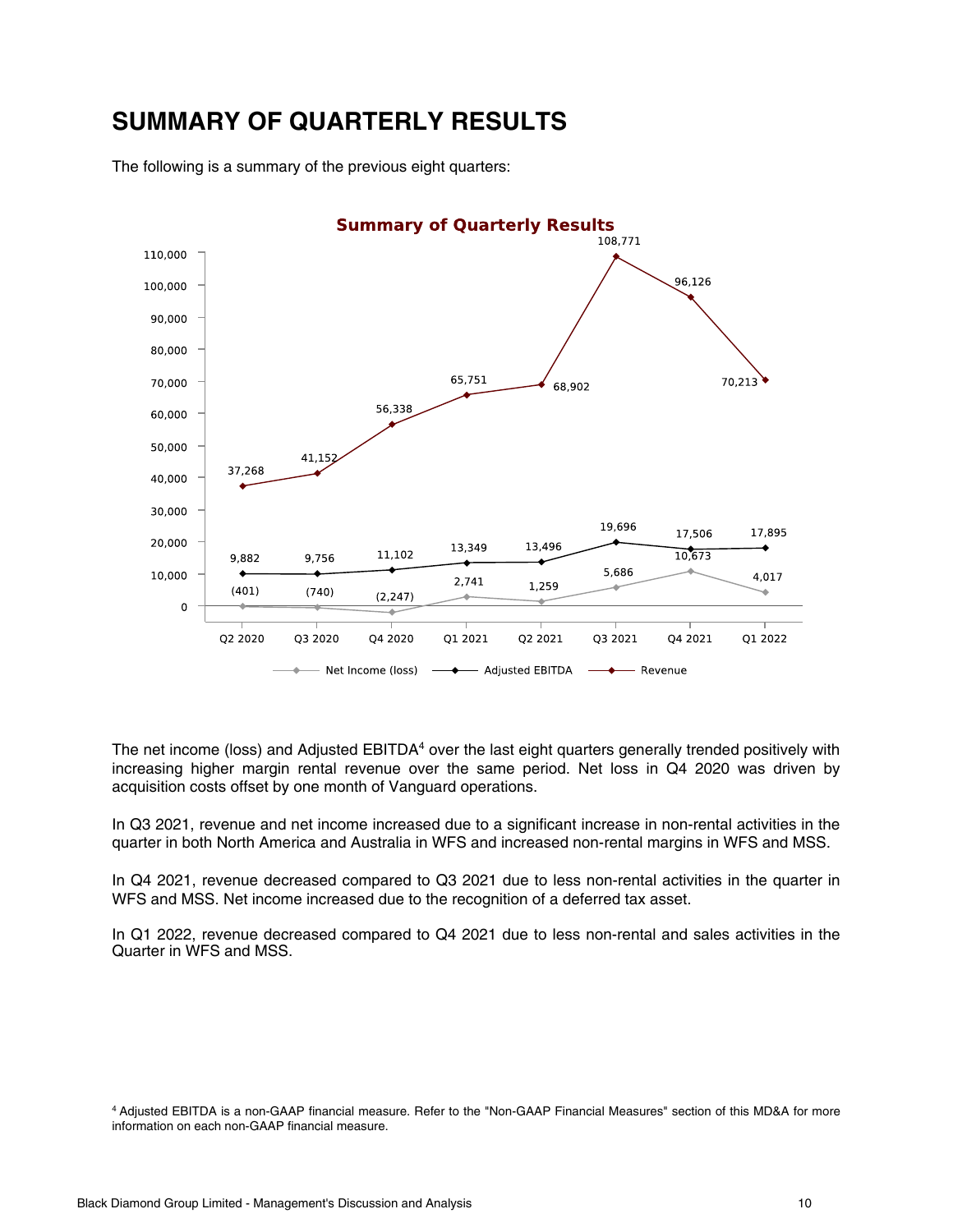# SUMMARY OF QUARTERLY RESULTS

The following is a summary of the previous eight quarters:

**Summary of Quarterly Results**

| | Q2 2020 | Q3 2020 | Q4 2020 | Q1 2021 | Q2 2021 | Q3 2021 | Q4 2021 | Q1 2022 |
|---|---|---|---|---|---|---|---|---|
| Net Income (loss) | (401) | (740) | (2,247) | 2,741 | 1,259 | 5,686 | 10,673 | 4,017 |
| Adjusted EBITDA | 9,882 | 9,756 | 11,102 | 13,349 | 13,496 | 19,696 | 17,506 | 17,895 |
| Revenue | 37,268 | 41,152 | 56,338 | 65,751 | 68,902 | 108,771 | 96,126 | 70,213 |

The net income (loss) and Adjusted EBITDA[4] over the last eight quarters generally trended positively with increasing higher margin rental revenue over the same period. Net loss in Q4 2020 was driven by acquisition costs offset by one month of Vanguard operations.

In Q3 2021, revenue and net income increased due to a significant increase in non-rental activities in the quarter in both North America and Australia in WFS and increased non-rental margins in WFS and MSS.

In Q4 2021, revenue decreased compared to Q3 2021 due to less non-rental activities in the quarter in WFS and MSS. Net income increased due to the recognition of a deferred tax asset.

In Q1 2022, revenue decreased compared to Q4 2021 due to less non-rental and sales activities in the Quarter in WFS and MSS.

[4] Adjusted EBITDA is a non-GAAP financial measure. Refer to the "Non-GAAP Financial Measures" section of this MD&A for more information on each non-GAAP financial measure.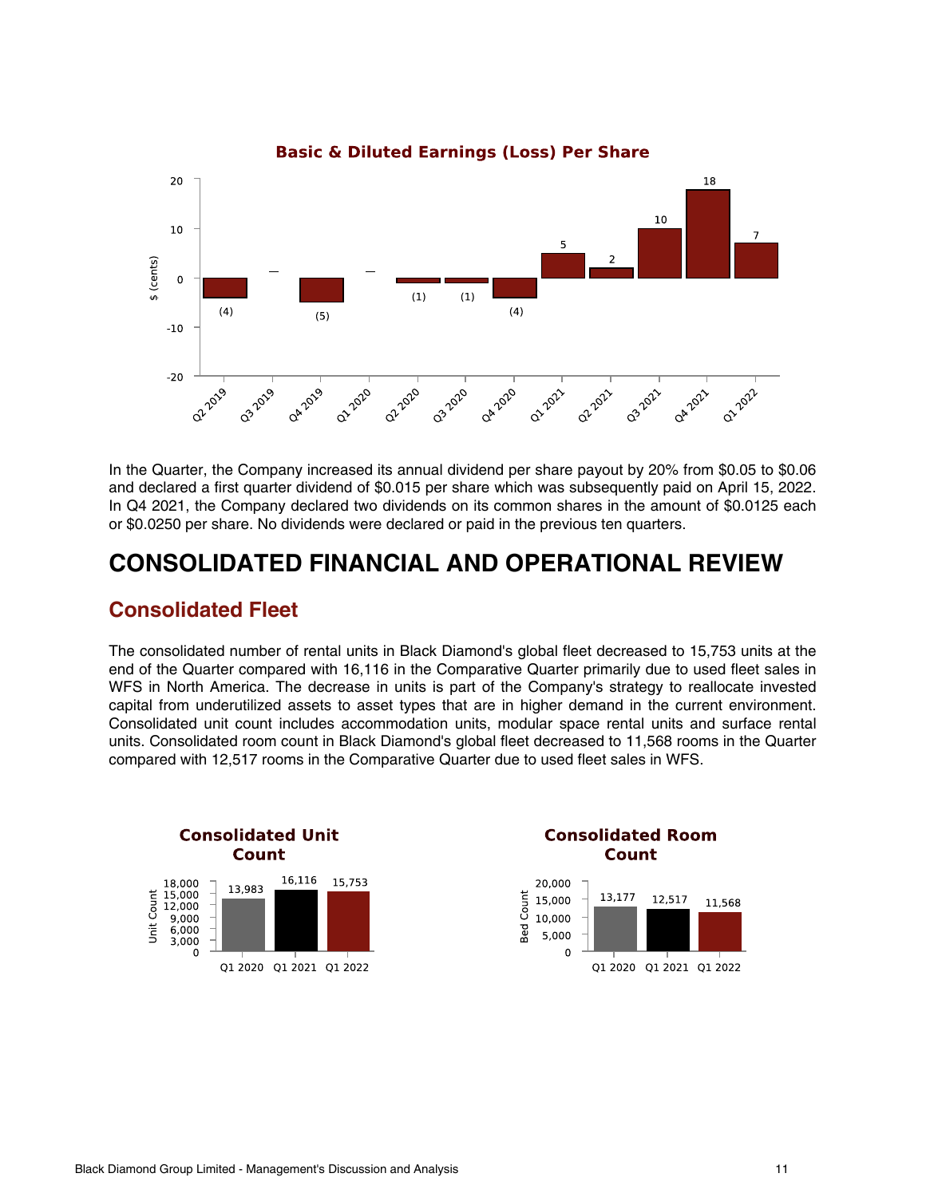**Basic & Diluted Earnings (Loss) Per Share**

| Quarter | $ (cents) |
|---|---|
| Q2 2019 | (4) |
| Q3 2019 | — |
| Q4 2019 | (5) |
| Q1 2020 | — |
| Q2 2020 | (1) |
| Q3 2020 | (1) |
| Q4 2020 | (4) |
| Q1 2021 | 5 |
| Q2 2021 | 2 |
| Q3 2021 | 10 |
| Q4 2021 | 18 |
| Q1 2022 | 7 |

In the Quarter, the Company increased its annual dividend per share payout by 20% from $0.05 to $0.06 and declared a first quarter dividend of $0.015 per share which was subsequently paid on April 15, 2022. In Q4 2021, the Company declared two dividends on its common shares in the amount of $0.0125 each or $0.0250 per share. No dividends were declared or paid in the previous ten quarters.

# CONSOLIDATED FINANCIAL AND OPERATIONAL REVIEW

## Consolidated Fleet

The consolidated number of rental units in Black Diamond's global fleet decreased to 15,753 units at the end of the Quarter compared with 16,116 in the Comparative Quarter primarily due to used fleet sales in WFS in North America. The decrease in units is part of the Company's strategy to reallocate invested capital from underutilized assets to asset types that are in higher demand in the current environment. Consolidated unit count includes accommodation units, modular space rental units and surface rental units. Consolidated room count in Black Diamond's global fleet decreased to 11,568 rooms in the Quarter compared with 12,517 rooms in the Comparative Quarter due to used fleet sales in WFS.

**Consolidated Unit Count**

| | Unit Count |
|---|---|
| Q1 2020 | 13,983 |
| Q1 2021 | 16,116 |
| Q1 2022 | 15,753 |

**Consolidated Room Count**

| | Bed Count |
|---|---|
| Q1 2020 | 13,177 |
| Q1 2021 | 12,517 |
| Q1 2022 | 11,568 |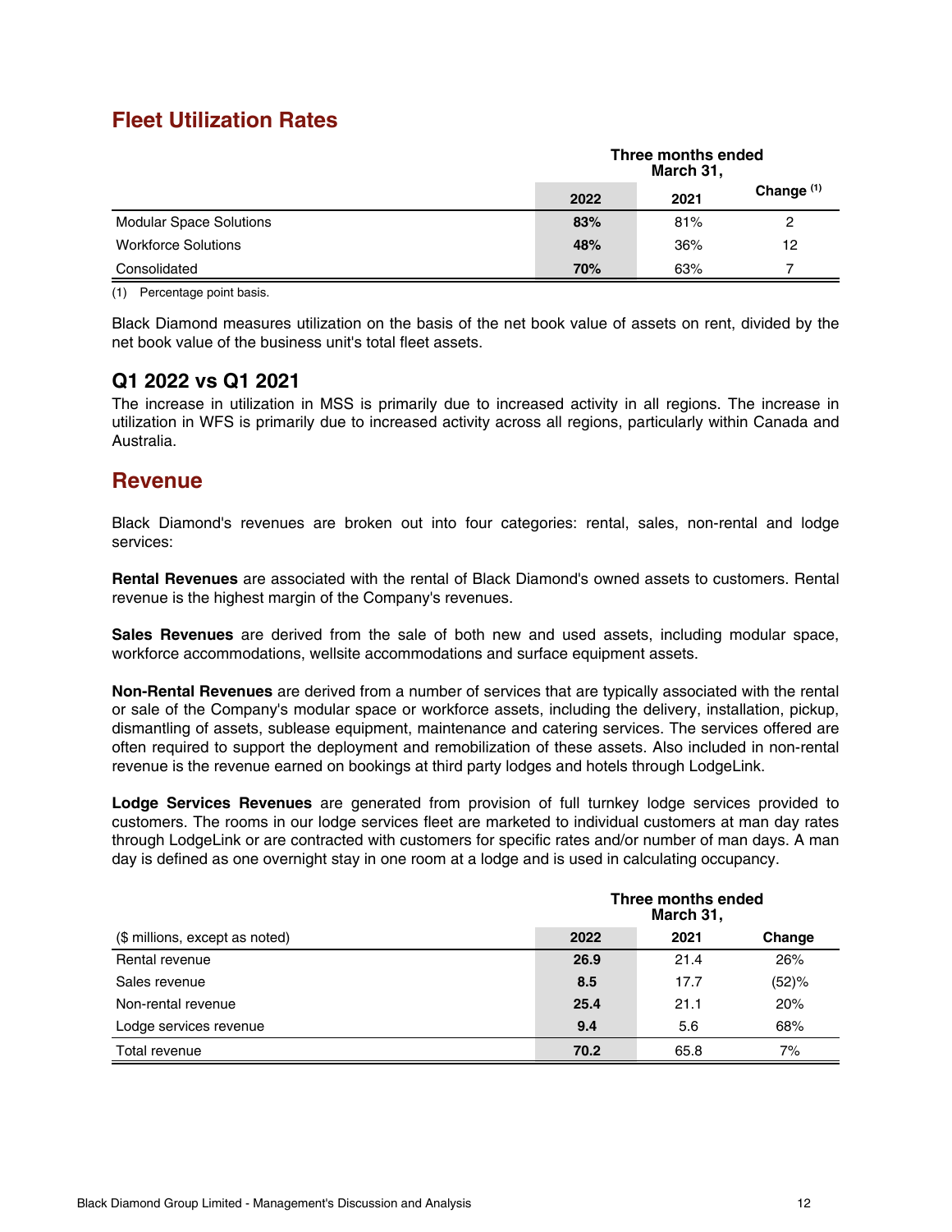## Fleet Utilization Rates

| | Three months ended March 31, | | |
|---|---|---|---|
| | **2022** | 2021 | Change [(1)] |
| Modular Space Solutions | **83%** | 81% | 2 |
| Workforce Solutions | **48%** | 36% | 12 |
| Consolidated | **70%** | 63% | 7 |

(1) Percentage point basis.

Black Diamond measures utilization on the basis of the net book value of assets on rent, divided by the net book value of the business unit's total fleet assets.

### Q1 2022 vs Q1 2021

The increase in utilization in MSS is primarily due to increased activity in all regions. The increase in utilization in WFS is primarily due to increased activity across all regions, particularly within Canada and Australia.

## Revenue

Black Diamond's revenues are broken out into four categories: rental, sales, non-rental and lodge services:

**Rental Revenues** are associated with the rental of Black Diamond's owned assets to customers. Rental revenue is the highest margin of the Company's revenues.

**Sales Revenues** are derived from the sale of both new and used assets, including modular space, workforce accommodations, wellsite accommodations and surface equipment assets.

**Non-Rental Revenues** are derived from a number of services that are typically associated with the rental or sale of the Company's modular space or workforce assets, including the delivery, installation, pickup, dismantling of assets, sublease equipment, maintenance and catering services. The services offered are often required to support the deployment and remobilization of these assets. Also included in non-rental revenue is the revenue earned on bookings at third party lodges and hotels through LodgeLink.

**Lodge Services Revenues** are generated from provision of full turnkey lodge services provided to customers. The rooms in our lodge services fleet are marketed to individual customers at man day rates through LodgeLink or are contracted with customers for specific rates and/or number of man days. A man day is defined as one overnight stay in one room at a lodge and is used in calculating occupancy.

| | Three months ended March 31, | | |
|---|---|---|---|
| ($ millions, except as noted) | **2022** | 2021 | Change |
| Rental revenue | **26.9** | 21.4 | 26% |
| Sales revenue | **8.5** | 17.7 | (52)% |
| Non-rental revenue | **25.4** | 21.1 | 20% |
| Lodge services revenue | **9.4** | 5.6 | 68% |
| Total revenue | **70.2** | 65.8 | 7% |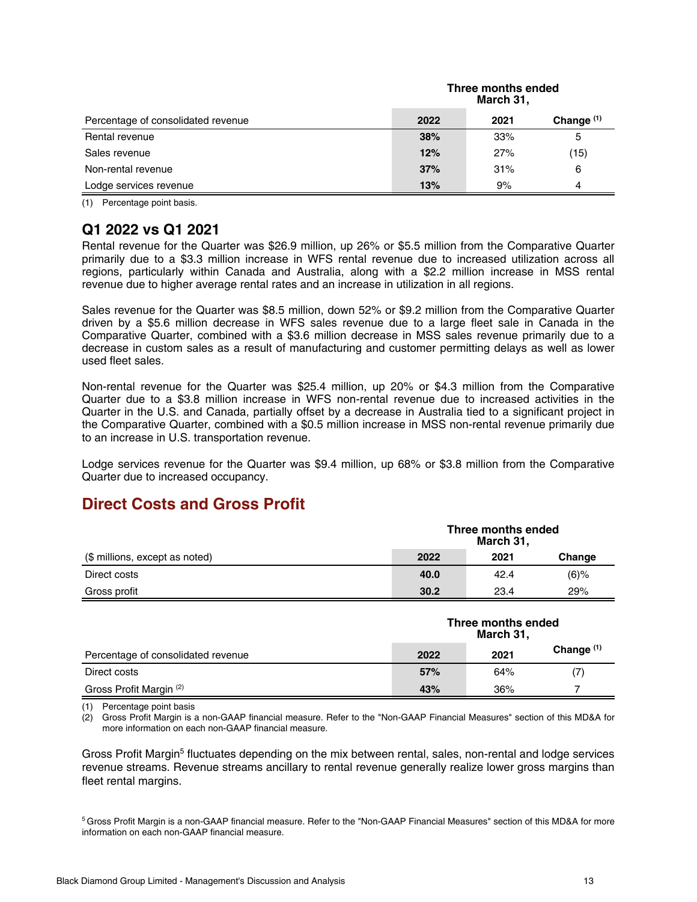| | Three months ended March 31, | | |
|---|---|---|---|
| Percentage of consolidated revenue | **2022** | 2021 | Change (1) |
| Rental revenue | **38%** | 33% | 5 |
| Sales revenue | **12%** | 27% | (15) |
| Non-rental revenue | **37%** | 31% | 6 |
| Lodge services revenue | **13%** | 9% | 4 |

(1) Percentage point basis.

## Q1 2022 vs Q1 2021

Rental revenue for the Quarter was $26.9 million, up 26% or $5.5 million from the Comparative Quarter primarily due to a $3.3 million increase in WFS rental revenue due to increased utilization across all regions, particularly within Canada and Australia, along with a $2.2 million increase in MSS rental revenue due to higher average rental rates and an increase in utilization in all regions.

Sales revenue for the Quarter was $8.5 million, down 52% or $9.2 million from the Comparative Quarter driven by a $5.6 million decrease in WFS sales revenue due to a large fleet sale in Canada in the Comparative Quarter, combined with a $3.6 million decrease in MSS sales revenue primarily due to a decrease in custom sales as a result of manufacturing and customer permitting delays as well as lower used fleet sales.

Non-rental revenue for the Quarter was $25.4 million, up 20% or $4.3 million from the Comparative Quarter due to a $3.8 million increase in WFS non-rental revenue due to increased activities in the Quarter in the U.S. and Canada, partially offset by a decrease in Australia tied to a significant project in the Comparative Quarter, combined with a $0.5 million increase in MSS non-rental revenue primarily due to an increase in U.S. transportation revenue.

Lodge services revenue for the Quarter was $9.4 million, up 68% or $3.8 million from the Comparative Quarter due to increased occupancy.

## Direct Costs and Gross Profit

| | Three months ended March 31, | | |
|---|---|---|---|
| ($ millions, except as noted) | **2022** | 2021 | Change |
| Direct costs | **40.0** | 42.4 | (6)% |
| Gross profit | **30.2** | 23.4 | 29% |

| | Three months ended March 31, | | |
|---|---|---|---|
| Percentage of consolidated revenue | **2022** | 2021 | Change (1) |
| Direct costs | **57%** | 64% | (7) |
| Gross Profit Margin (2) | **43%** | 36% | 7 |

(1) Percentage point basis

(2) Gross Profit Margin is a non-GAAP financial measure. Refer to the "Non-GAAP Financial Measures" section of this MD&A for more information on each non-GAAP financial measure.

Gross Profit Margin[5] fluctuates depending on the mix between rental, sales, non-rental and lodge services revenue streams. Revenue streams ancillary to rental revenue generally realize lower gross margins than fleet rental margins.

[5] Gross Profit Margin is a non-GAAP financial measure. Refer to the "Non-GAAP Financial Measures" section of this MD&A for more information on each non-GAAP financial measure.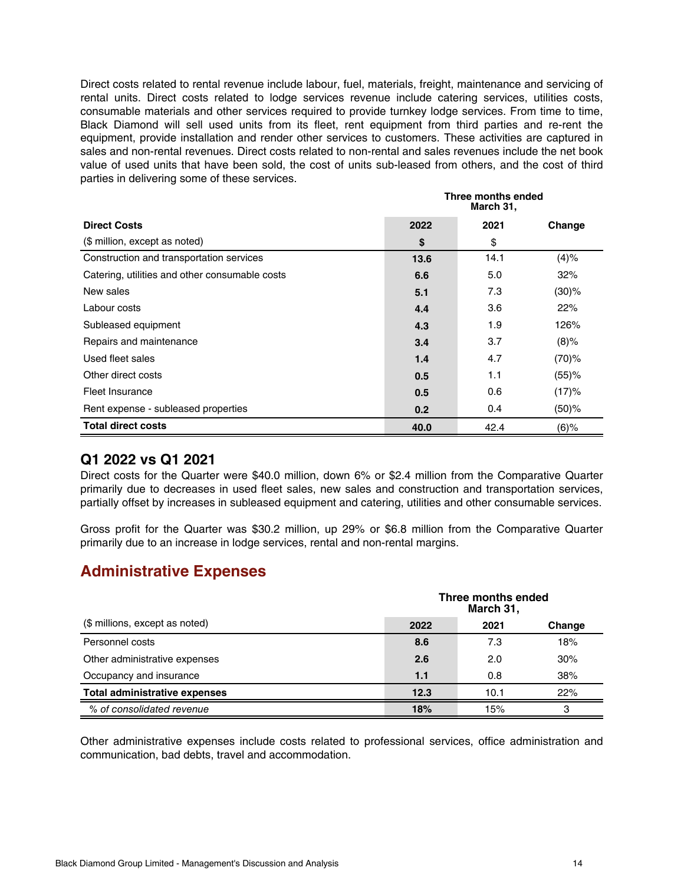Direct costs related to rental revenue include labour, fuel, materials, freight, maintenance and servicing of rental units. Direct costs related to lodge services revenue include catering services, utilities costs, consumable materials and other services required to provide turnkey lodge services. From time to time, Black Diamond will sell used units from its fleet, rent equipment from third parties and re-rent the equipment, provide installation and render other services to customers. These activities are captured in sales and non-rental revenues. Direct costs related to non-rental and sales revenues include the net book value of used units that have been sold, the cost of units sub-leased from others, and the cost of third parties in delivering some of these services.

| | Three months ended March 31, | | |
|---|---|---|---|
| **Direct Costs** | **2022** | **2021** | **Change** |
| ($ million, except as noted) | **$** | $ | |
| Construction and transportation services | **13.6** | 14.1 | (4)% |
| Catering, utilities and other consumable costs | **6.6** | 5.0 | 32% |
| New sales | **5.1** | 7.3 | (30)% |
| Labour costs | **4.4** | 3.6 | 22% |
| Subleased equipment | **4.3** | 1.9 | 126% |
| Repairs and maintenance | **3.4** | 3.7 | (8)% |
| Used fleet sales | **1.4** | 4.7 | (70)% |
| Other direct costs | **0.5** | 1.1 | (55)% |
| Fleet Insurance | **0.5** | 0.6 | (17)% |
| Rent expense - subleased properties | **0.2** | 0.4 | (50)% |
| **Total direct costs** | **40.0** | 42.4 | (6)% |

### Q1 2022 vs Q1 2021

Direct costs for the Quarter were $40.0 million, down 6% or $2.4 million from the Comparative Quarter primarily due to decreases in used fleet sales, new sales and construction and transportation services, partially offset by increases in subleased equipment and catering, utilities and other consumable services.

Gross profit for the Quarter was $30.2 million, up 29% or $6.8 million from the Comparative Quarter primarily due to an increase in lodge services, rental and non-rental margins.

## Administrative Expenses

| | Three months ended March 31, | | |
|---|---|---|---|
| ($ millions, except as noted) | **2022** | **2021** | **Change** |
| Personnel costs | **8.6** | 7.3 | 18% |
| Other administrative expenses | **2.6** | 2.0 | 30% |
| Occupancy and insurance | **1.1** | 0.8 | 38% |
| **Total administrative expenses** | **12.3** | 10.1 | 22% |
| *% of consolidated revenue* | **18%** | 15% | 3 |

Other administrative expenses include costs related to professional services, office administration and communication, bad debts, travel and accommodation.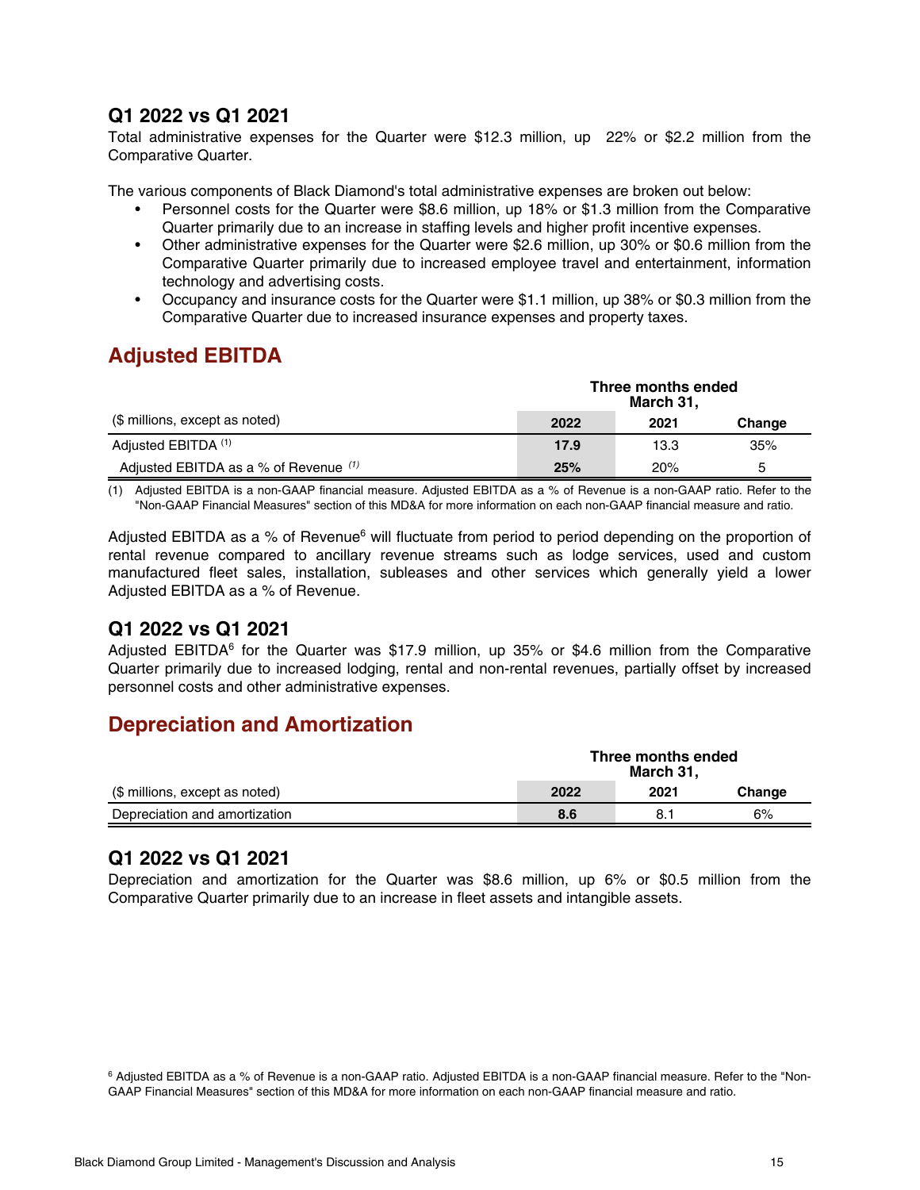### Q1 2022 vs Q1 2021

Total administrative expenses for the Quarter were $12.3 million, up 22% or $2.2 million from the Comparative Quarter.

The various components of Black Diamond's total administrative expenses are broken out below:

- Personnel costs for the Quarter were $8.6 million, up 18% or $1.3 million from the Comparative Quarter primarily due to an increase in staffing levels and higher profit incentive expenses.
- Other administrative expenses for the Quarter were $2.6 million, up 30% or $0.6 million from the Comparative Quarter primarily due to increased employee travel and entertainment, information technology and advertising costs.
- Occupancy and insurance costs for the Quarter were $1.1 million, up 38% or $0.3 million from the Comparative Quarter due to increased insurance expenses and property taxes.

## Adjusted EBITDA

| | Three months ended March 31, | | |
|---|---|---|---|
| ($ millions, except as noted) | **2022** | 2021 | Change |
| Adjusted EBITDA (1) | **17.9** | 13.3 | 35% |
| Adjusted EBITDA as a % of Revenue (1) | **25%** | 20% | 5 |

(1) Adjusted EBITDA is a non-GAAP financial measure. Adjusted EBITDA as a % of Revenue is a non-GAAP ratio. Refer to the "Non-GAAP Financial Measures" section of this MD&A for more information on each non-GAAP financial measure and ratio.

Adjusted EBITDA as a % of Revenue[6] will fluctuate from period to period depending on the proportion of rental revenue compared to ancillary revenue streams such as lodge services, used and custom manufactured fleet sales, installation, subleases and other services which generally yield a lower Adjusted EBITDA as a % of Revenue.

### Q1 2022 vs Q1 2021

Adjusted EBITDA[6] for the Quarter was $17.9 million, up 35% or $4.6 million from the Comparative Quarter primarily due to increased lodging, rental and non-rental revenues, partially offset by increased personnel costs and other administrative expenses.

## Depreciation and Amortization

| | Three months ended March 31, | | |
|---|---|---|---|
| ($ millions, except as noted) | **2022** | 2021 | Change |
| Depreciation and amortization | **8.6** | 8.1 | 6% |

### Q1 2022 vs Q1 2021

Depreciation and amortization for the Quarter was $8.6 million, up 6% or $0.5 million from the Comparative Quarter primarily due to an increase in fleet assets and intangible assets.

[6] Adjusted EBITDA as a % of Revenue is a non-GAAP ratio. Adjusted EBITDA is a non-GAAP financial measure. Refer to the "Non-GAAP Financial Measures" section of this MD&A for more information on each non-GAAP financial measure and ratio.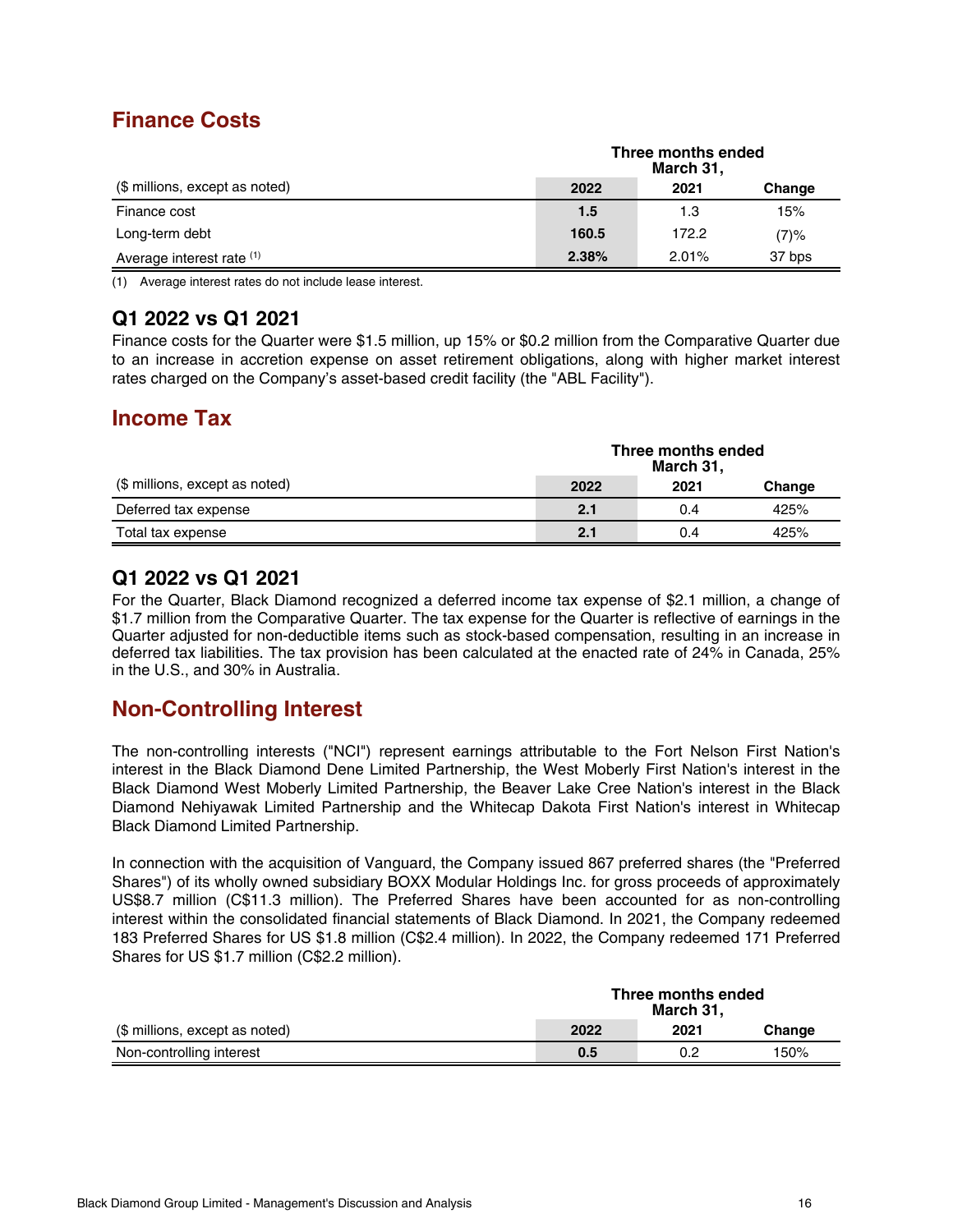## Finance Costs

| ($ millions, except as noted) | Three months ended March 31, 2022 | 2021 | Change |
|---|---|---|---|
| Finance cost | **1.5** | 1.3 | 15% |
| Long-term debt | **160.5** | 172.2 | (7)% |
| Average interest rate [(1)] | **2.38%** | 2.01% | 37 bps |

(1) Average interest rates do not include lease interest.

### Q1 2022 vs Q1 2021

Finance costs for the Quarter were $1.5 million, up 15% or $0.2 million from the Comparative Quarter due to an increase in accretion expense on asset retirement obligations, along with higher market interest rates charged on the Company's asset-based credit facility (the "ABL Facility").

## Income Tax

| ($ millions, except as noted) | Three months ended March 31, 2022 | 2021 | Change |
|---|---|---|---|
| Deferred tax expense | **2.1** | 0.4 | 425% |
| Total tax expense | **2.1** | 0.4 | 425% |

### Q1 2022 vs Q1 2021

For the Quarter, Black Diamond recognized a deferred income tax expense of $2.1 million, a change of $1.7 million from the Comparative Quarter. The tax expense for the Quarter is reflective of earnings in the Quarter adjusted for non-deductible items such as stock-based compensation, resulting in an increase in deferred tax liabilities. The tax provision has been calculated at the enacted rate of 24% in Canada, 25% in the U.S., and 30% in Australia.

## Non-Controlling Interest

The non-controlling interests ("NCI") represent earnings attributable to the Fort Nelson First Nation's interest in the Black Diamond Dene Limited Partnership, the West Moberly First Nation's interest in the Black Diamond West Moberly Limited Partnership, the Beaver Lake Cree Nation's interest in the Black Diamond Nehiyawak Limited Partnership and the Whitecap Dakota First Nation's interest in Whitecap Black Diamond Limited Partnership.

In connection with the acquisition of Vanguard, the Company issued 867 preferred shares (the "Preferred Shares") of its wholly owned subsidiary BOXX Modular Holdings Inc. for gross proceeds of approximately US$8.7 million (C$11.3 million). The Preferred Shares have been accounted for as non-controlling interest within the consolidated financial statements of Black Diamond. In 2021, the Company redeemed 183 Preferred Shares for US $1.8 million (C$2.4 million). In 2022, the Company redeemed 171 Preferred Shares for US $1.7 million (C$2.2 million).

| ($ millions, except as noted) | Three months ended March 31, 2022 | 2021 | Change |
|---|---|---|---|
| Non-controlling interest | **0.5** | 0.2 | 150% |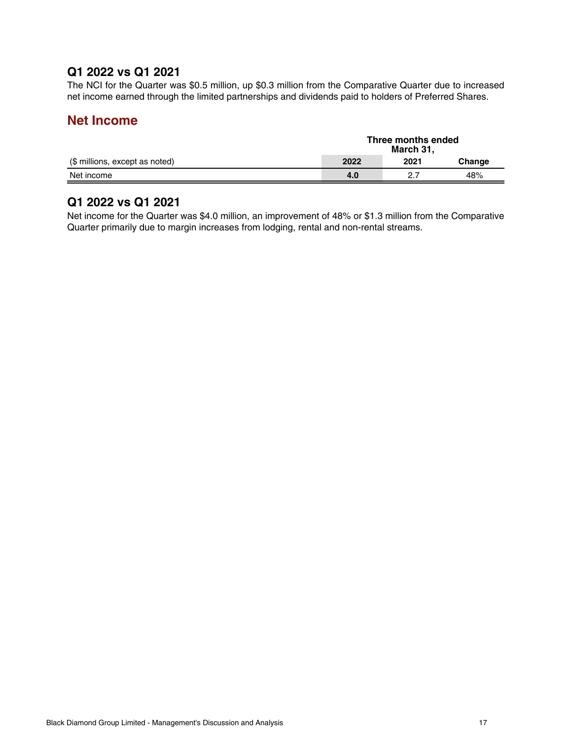### Q1 2022 vs Q1 2021

The NCI for the Quarter was $0.5 million, up $0.3 million from the Comparative Quarter due to increased net income earned through the limited partnerships and dividends paid to holders of Preferred Shares.

## Net Income

| | Three months ended March 31, | | |
|---|---|---|---|
| ($ millions, except as noted) | **2022** | 2021 | Change |
| Net income | **4.0** | 2.7 | 48% |

### Q1 2022 vs Q1 2021

Net income for the Quarter was $4.0 million, an improvement of 48% or $1.3 million from the Comparative Quarter primarily due to margin increases from lodging, rental and non-rental streams.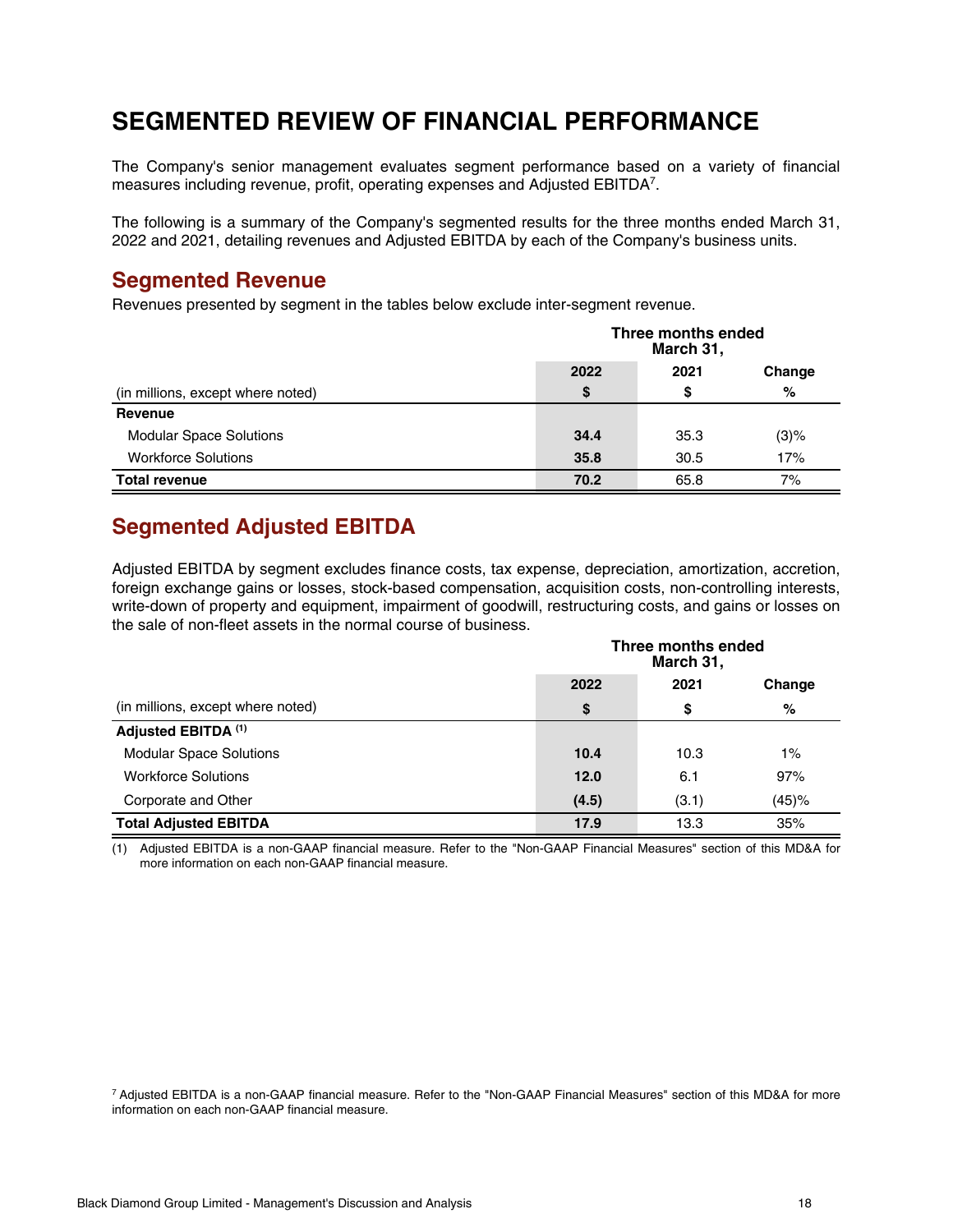# SEGMENTED REVIEW OF FINANCIAL PERFORMANCE

The Company's senior management evaluates segment performance based on a variety of financial measures including revenue, profit, operating expenses and Adjusted EBITDA[7].

The following is a summary of the Company's segmented results for the three months ended March 31, 2022 and 2021, detailing revenues and Adjusted EBITDA by each of the Company's business units.

## Segmented Revenue

Revenues presented by segment in the tables below exclude inter-segment revenue.

| | Three months ended March 31, | | |
|---|---|---|---|
| | 2022 | 2021 | Change |
| (in millions, except where noted) | $ | $ | % |
| **Revenue** | | | |
| Modular Space Solutions | **34.4** | 35.3 | (3)% |
| Workforce Solutions | **35.8** | 30.5 | 17% |
| **Total revenue** | **70.2** | 65.8 | 7% |

## Segmented Adjusted EBITDA

Adjusted EBITDA by segment excludes finance costs, tax expense, depreciation, amortization, accretion, foreign exchange gains or losses, stock-based compensation, acquisition costs, non-controlling interests, write-down of property and equipment, impairment of goodwill, restructuring costs, and gains or losses on the sale of non-fleet assets in the normal course of business.

| | Three months ended March 31, | | |
|---|---|---|---|
| | 2022 | 2021 | Change |
| (in millions, except where noted) | $ | $ | % |
| **Adjusted EBITDA (1)** | | | |
| Modular Space Solutions | **10.4** | 10.3 | 1% |
| Workforce Solutions | **12.0** | 6.1 | 97% |
| Corporate and Other | **(4.5)** | (3.1) | (45)% |
| **Total Adjusted EBITDA** | **17.9** | 13.3 | 35% |

(1) Adjusted EBITDA is a non-GAAP financial measure. Refer to the "Non-GAAP Financial Measures" section of this MD&A for more information on each non-GAAP financial measure.

[7] Adjusted EBITDA is a non-GAAP financial measure. Refer to the "Non-GAAP Financial Measures" section of this MD&A for more information on each non-GAAP financial measure.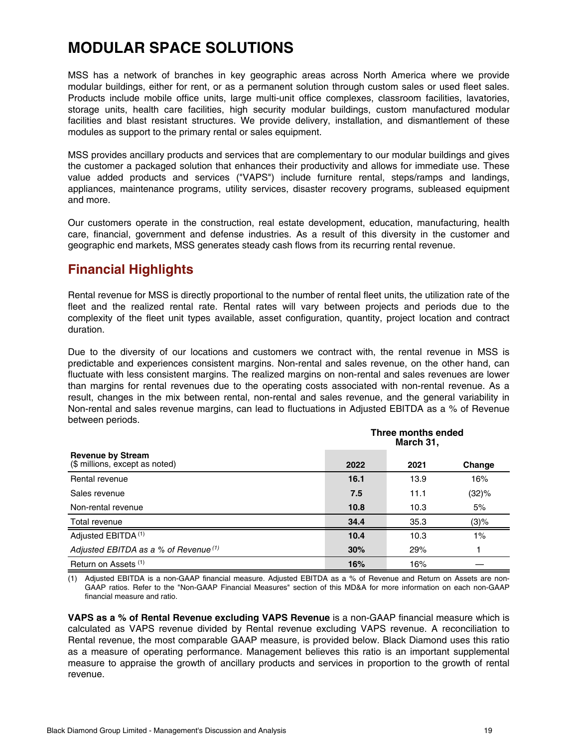# MODULAR SPACE SOLUTIONS

MSS has a network of branches in key geographic areas across North America where we provide modular buildings, either for rent, or as a permanent solution through custom sales or used fleet sales. Products include mobile office units, large multi-unit office complexes, classroom facilities, lavatories, storage units, health care facilities, high security modular buildings, custom manufactured modular facilities and blast resistant structures. We provide delivery, installation, and dismantlement of these modules as support to the primary rental or sales equipment.

MSS provides ancillary products and services that are complementary to our modular buildings and gives the customer a packaged solution that enhances their productivity and allows for immediate use. These value added products and services ("VAPS") include furniture rental, steps/ramps and landings, appliances, maintenance programs, utility services, disaster recovery programs, subleased equipment and more.

Our customers operate in the construction, real estate development, education, manufacturing, health care, financial, government and defense industries. As a result of this diversity in the customer and geographic end markets, MSS generates steady cash flows from its recurring rental revenue.

## Financial Highlights

Rental revenue for MSS is directly proportional to the number of rental fleet units, the utilization rate of the fleet and the realized rental rate. Rental rates will vary between projects and periods due to the complexity of the fleet unit types available, asset configuration, quantity, project location and contract duration.

Due to the diversity of our locations and customers we contract with, the rental revenue in MSS is predictable and experiences consistent margins. Non-rental and sales revenue, on the other hand, can fluctuate with less consistent margins. The realized margins on non-rental and sales revenues are lower than margins for rental revenues due to the operating costs associated with non-rental revenue. As a result, changes in the mix between rental, non-rental and sales revenue, and the general variability in Non-rental and sales revenue margins, can lead to fluctuations in Adjusted EBITDA as a % of Revenue between periods.

| | Three months ended March 31, | | |
|---|---|---|---|
| **Revenue by Stream** ($ millions, except as noted) | **2022** | **2021** | **Change** |
| Rental revenue | **16.1** | 13.9 | 16% |
| Sales revenue | **7.5** | 11.1 | (32)% |
| Non-rental revenue | **10.8** | 10.3 | 5% |
| Total revenue | **34.4** | 35.3 | (3)% |
| Adjusted EBITDA [(1)] | **10.4** | 10.3 | 1% |
| *Adjusted EBITDA as a % of Revenue* [(1)] | **30%** | 29% | 1 |
| Return on Assets [(1)] | **16%** | 16% | — |

(1) Adjusted EBITDA is a non-GAAP financial measure. Adjusted EBITDA as a % of Revenue and Return on Assets are non-GAAP ratios. Refer to the "Non-GAAP Financial Measures" section of this MD&A for more information on each non-GAAP financial measure and ratio.

**VAPS as a % of Rental Revenue excluding VAPS Revenue** is a non-GAAP financial measure which is calculated as VAPS revenue divided by Rental revenue excluding VAPS revenue. A reconciliation to Rental revenue, the most comparable GAAP measure, is provided below. Black Diamond uses this ratio as a measure of operating performance. Management believes this ratio is an important supplemental measure to appraise the growth of ancillary products and services in proportion to the growth of rental revenue.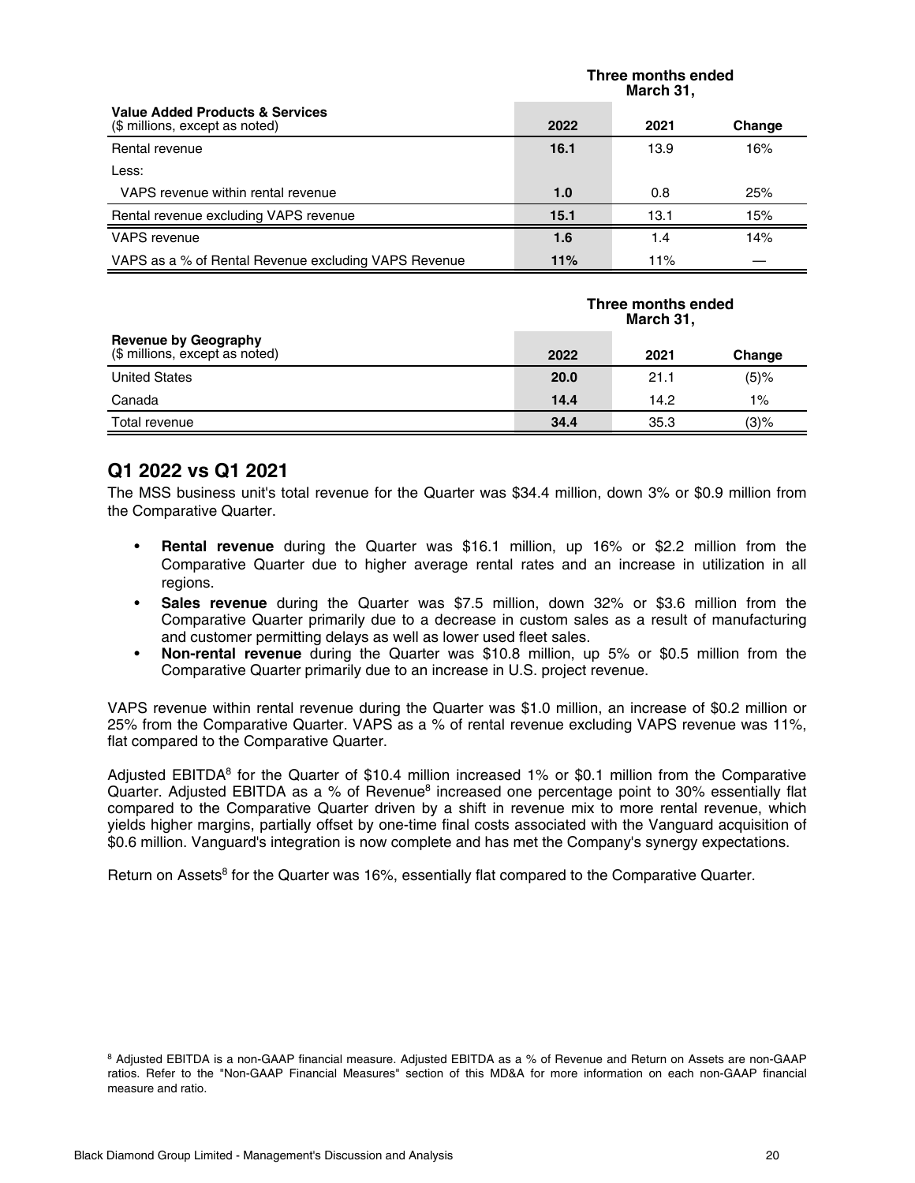| Value Added Products & Services<br>($ millions, except as noted) | Three months ended<br>March 31,<br>2022 | 2021 | Change |
|---|---|---|---|
| Rental revenue | **16.1** | 13.9 | 16% |
| Less: | | | |
| VAPS revenue within rental revenue | **1.0** | 0.8 | 25% |
| Rental revenue excluding VAPS revenue | **15.1** | 13.1 | 15% |
| VAPS revenue | **1.6** | 1.4 | 14% |
| VAPS as a % of Rental Revenue excluding VAPS Revenue | **11%** | 11% | — |

| Revenue by Geography<br>($ millions, except as noted) | Three months ended<br>March 31,<br>2022 | 2021 | Change |
|---|---|---|---|
| United States | **20.0** | 21.1 | (5)% |
| Canada | **14.4** | 14.2 | 1% |
| Total revenue | **34.4** | 35.3 | (3)% |

## Q1 2022 vs Q1 2021

The MSS business unit's total revenue for the Quarter was $34.4 million, down 3% or $0.9 million from the Comparative Quarter.

- **Rental revenue** during the Quarter was $16.1 million, up 16% or $2.2 million from the Comparative Quarter due to higher average rental rates and an increase in utilization in all regions.
- **Sales revenue** during the Quarter was $7.5 million, down 32% or $3.6 million from the Comparative Quarter primarily due to a decrease in custom sales as a result of manufacturing and customer permitting delays as well as lower used fleet sales.
- **Non-rental revenue** during the Quarter was $10.8 million, up 5% or $0.5 million from the Comparative Quarter primarily due to an increase in U.S. project revenue.

VAPS revenue within rental revenue during the Quarter was $1.0 million, an increase of $0.2 million or 25% from the Comparative Quarter. VAPS as a % of rental revenue excluding VAPS revenue was 11%, flat compared to the Comparative Quarter.

Adjusted EBITDA[8] for the Quarter of $10.4 million increased 1% or $0.1 million from the Comparative Quarter. Adjusted EBITDA as a % of Revenue[8] increased one percentage point to 30% essentially flat compared to the Comparative Quarter driven by a shift in revenue mix to more rental revenue, which yields higher margins, partially offset by one-time final costs associated with the Vanguard acquisition of $0.6 million. Vanguard's integration is now complete and has met the Company's synergy expectations.

Return on Assets[8] for the Quarter was 16%, essentially flat compared to the Comparative Quarter.

[8] Adjusted EBITDA is a non-GAAP financial measure. Adjusted EBITDA as a % of Revenue and Return on Assets are non-GAAP ratios. Refer to the "Non-GAAP Financial Measures" section of this MD&A for more information on each non-GAAP financial measure and ratio.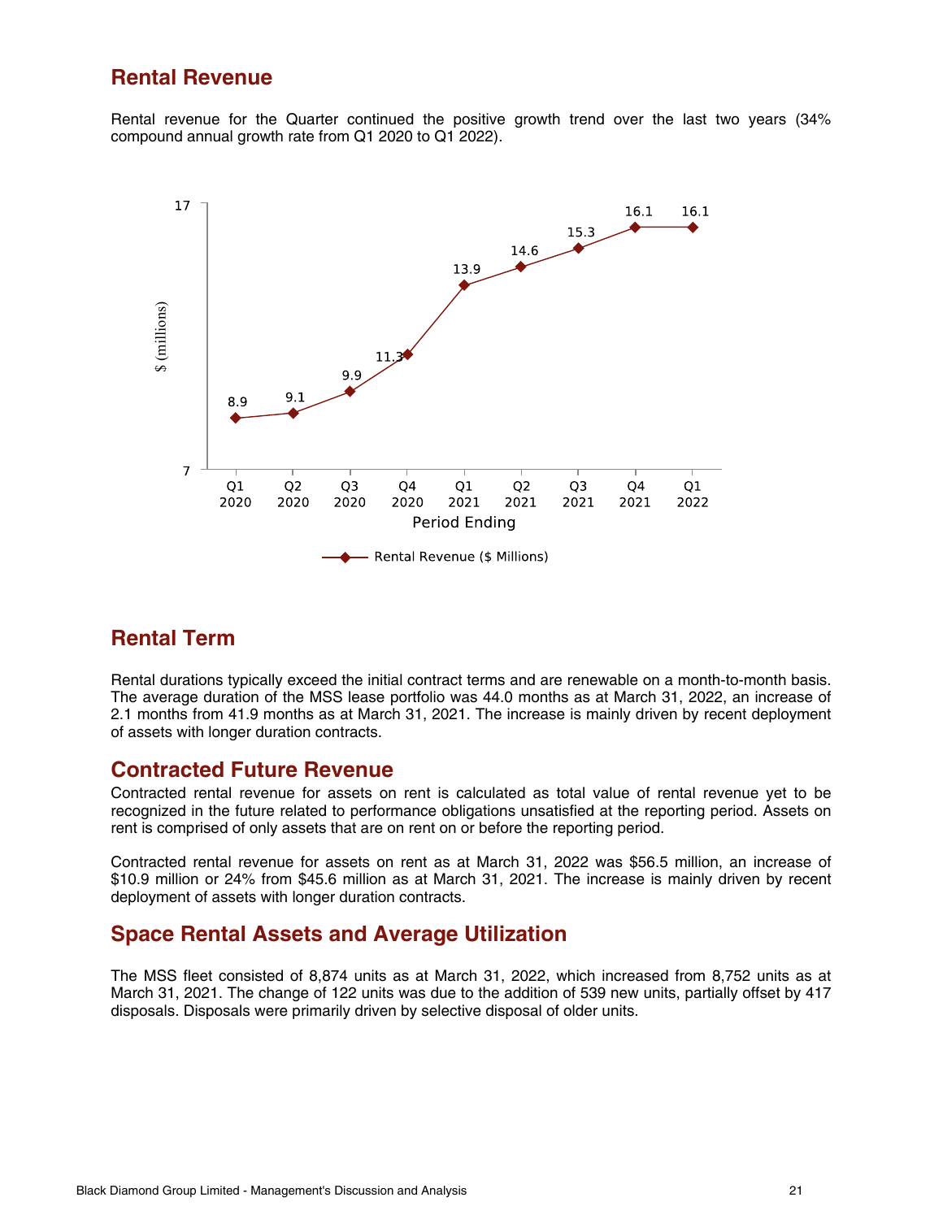## Rental Revenue

Rental revenue for the Quarter continued the positive growth trend over the last two years (34% compound annual growth rate from Q1 2020 to Q1 2022).

| Period Ending | Rental Revenue ($ Millions) |
|---|---|
| Q1 2020 | 8.9 |
| Q2 2020 | 9.1 |
| Q3 2020 | 9.9 |
| Q4 2020 | 11.3 |
| Q1 2021 | 13.9 |
| Q2 2021 | 14.6 |
| Q3 2021 | 15.3 |
| Q4 2021 | 16.1 |
| Q1 2022 | 16.1 |

## Rental Term

Rental durations typically exceed the initial contract terms and are renewable on a month-to-month basis. The average duration of the MSS lease portfolio was 44.0 months as at March 31, 2022, an increase of 2.1 months from 41.9 months as at March 31, 2021. The increase is mainly driven by recent deployment of assets with longer duration contracts.

## Contracted Future Revenue

Contracted rental revenue for assets on rent is calculated as total value of rental revenue yet to be recognized in the future related to performance obligations unsatisfied at the reporting period. Assets on rent is comprised of only assets that are on rent on or before the reporting period.

Contracted rental revenue for assets on rent as at March 31, 2022 was $56.5 million, an increase of $10.9 million or 24% from $45.6 million as at March 31, 2021. The increase is mainly driven by recent deployment of assets with longer duration contracts.

## Space Rental Assets and Average Utilization

The MSS fleet consisted of 8,874 units as at March 31, 2022, which increased from 8,752 units as at March 31, 2021. The change of 122 units was due to the addition of 539 new units, partially offset by 417 disposals. Disposals were primarily driven by selective disposal of older units.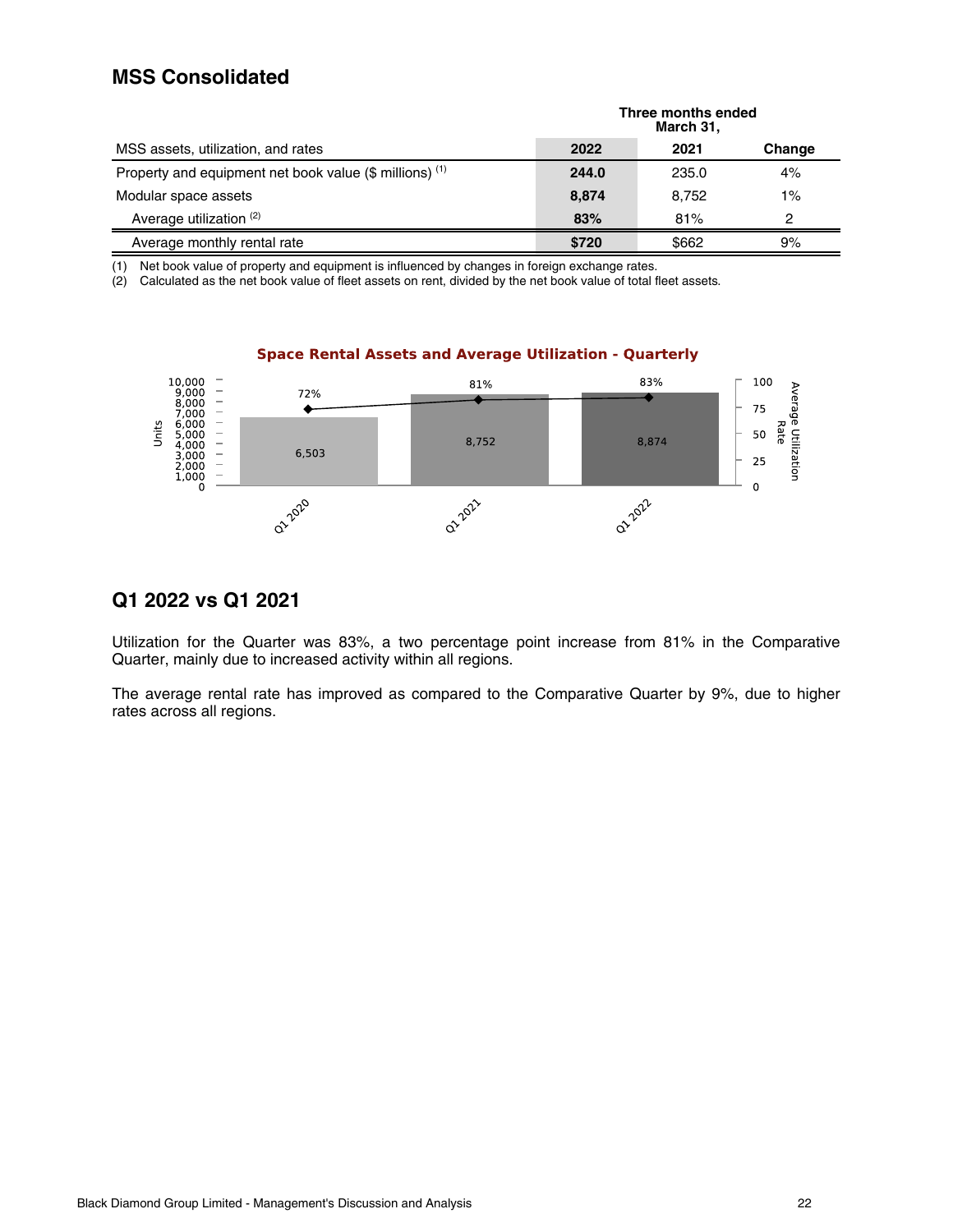## MSS Consolidated

| MSS assets, utilization, and rates | Three months ended March 31, 2022 | 2021 | Change |
|---|---|---|---|
| Property and equipment net book value ($ millions) (1) | **244.0** | 235.0 | 4% |
| Modular space assets | **8,874** | 8,752 | 1% |
| Average utilization (2) | **83%** | 81% | 2 |
| Average monthly rental rate | **$720** | $662 | 9% |

(1) Net book value of property and equipment is influenced by changes in foreign exchange rates.
(2) Calculated as the net book value of fleet assets on rent, divided by the net book value of total fleet assets.

**Space Rental Assets and Average Utilization - Quarterly**

| Quarter | Units | Average Utilization Rate |
|---|---|---|
| Q1 2020 | 6,503 | 72% |
| Q1 2021 | 8,752 | 81% |
| Q1 2022 | 8,874 | 83% |

## Q1 2022 vs Q1 2021

Utilization for the Quarter was 83%, a two percentage point increase from 81% in the Comparative Quarter, mainly due to increased activity within all regions.

The average rental rate has improved as compared to the Comparative Quarter by 9%, due to higher rates across all regions.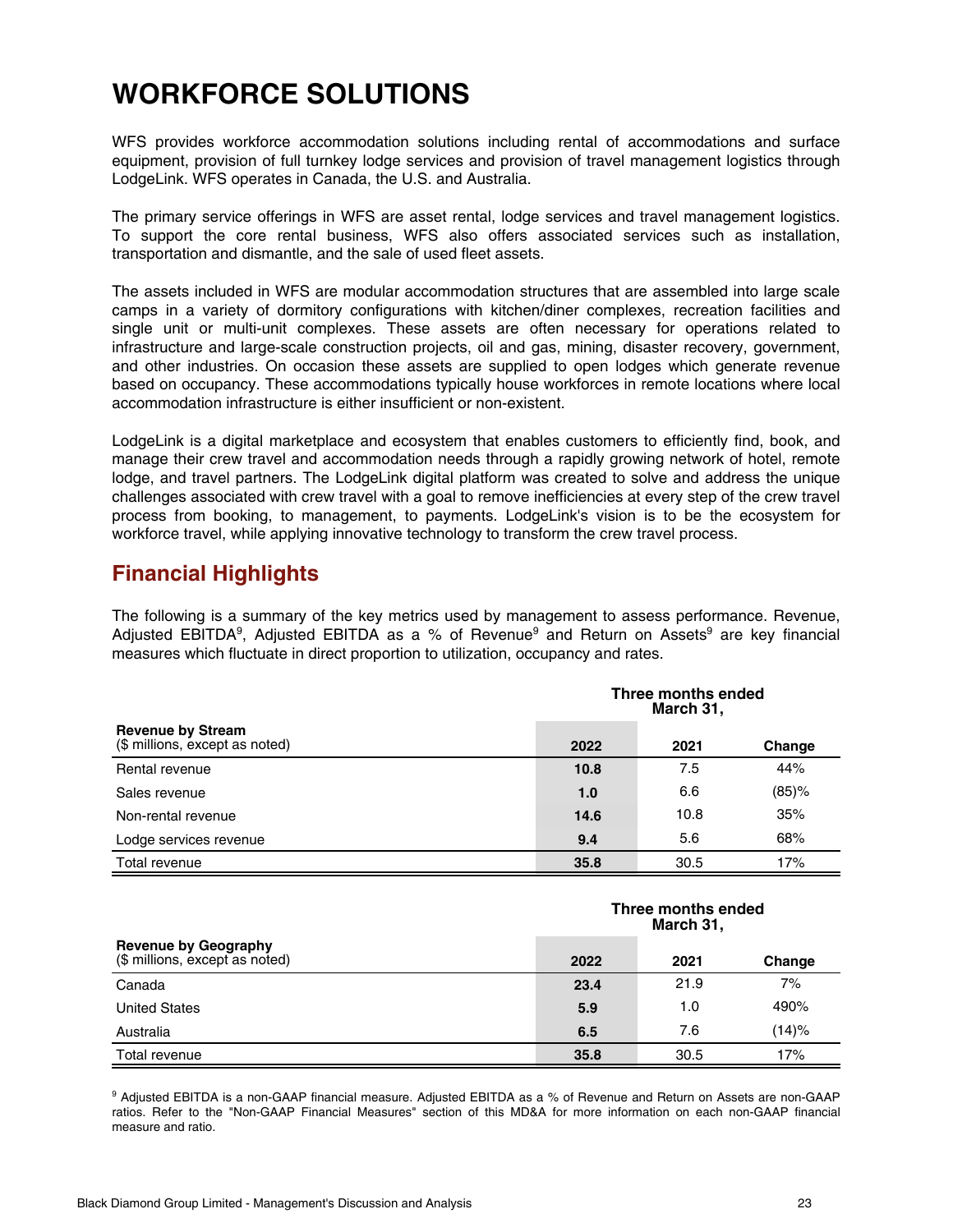# WORKFORCE SOLUTIONS

WFS provides workforce accommodation solutions including rental of accommodations and surface equipment, provision of full turnkey lodge services and provision of travel management logistics through LodgeLink. WFS operates in Canada, the U.S. and Australia.

The primary service offerings in WFS are asset rental, lodge services and travel management logistics. To support the core rental business, WFS also offers associated services such as installation, transportation and dismantle, and the sale of used fleet assets.

The assets included in WFS are modular accommodation structures that are assembled into large scale camps in a variety of dormitory configurations with kitchen/diner complexes, recreation facilities and single unit or multi-unit complexes. These assets are often necessary for operations related to infrastructure and large-scale construction projects, oil and gas, mining, disaster recovery, government, and other industries. On occasion these assets are supplied to open lodges which generate revenue based on occupancy. These accommodations typically house workforces in remote locations where local accommodation infrastructure is either insufficient or non-existent.

LodgeLink is a digital marketplace and ecosystem that enables customers to efficiently find, book, and manage their crew travel and accommodation needs through a rapidly growing network of hotel, remote lodge, and travel partners. The LodgeLink digital platform was created to solve and address the unique challenges associated with crew travel with a goal to remove inefficiencies at every step of the crew travel process from booking, to management, to payments. LodgeLink's vision is to be the ecosystem for workforce travel, while applying innovative technology to transform the crew travel process.

## Financial Highlights

The following is a summary of the key metrics used by management to assess performance. Revenue, Adjusted EBITDA[9], Adjusted EBITDA as a % of Revenue[9] and Return on Assets[9] are key financial measures which fluctuate in direct proportion to utilization, occupancy and rates.

| | Three months ended March 31, | | |
|---|---|---|---|
| **Revenue by Stream** ($ millions, except as noted) | **2022** | **2021** | **Change** |
| Rental revenue | **10.8** | 7.5 | 44% |
| Sales revenue | **1.0** | 6.6 | (85)% |
| Non-rental revenue | **14.6** | 10.8 | 35% |
| Lodge services revenue | **9.4** | 5.6 | 68% |
| Total revenue | **35.8** | 30.5 | 17% |

| | Three months ended March 31, | | |
|---|---|---|---|
| **Revenue by Geography** ($ millions, except as noted) | **2022** | **2021** | **Change** |
| Canada | **23.4** | 21.9 | 7% |
| United States | **5.9** | 1.0 | 490% |
| Australia | **6.5** | 7.6 | (14)% |
| Total revenue | **35.8** | 30.5 | 17% |

[9] Adjusted EBITDA is a non-GAAP financial measure. Adjusted EBITDA as a % of Revenue and Return on Assets are non-GAAP ratios. Refer to the "Non-GAAP Financial Measures" section of this MD&A for more information on each non-GAAP financial measure and ratio.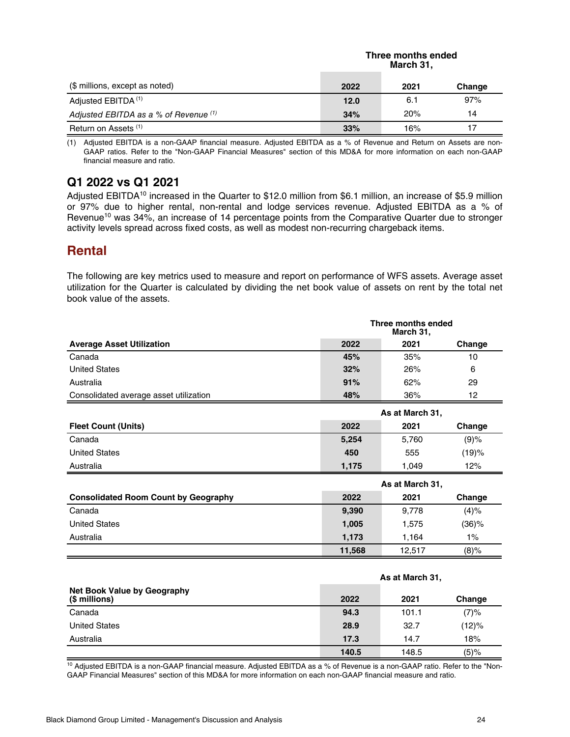| ($ millions, except as noted) | Three months ended March 31, 2022 | 2021 | Change |
|---|---|---|---|
| Adjusted EBITDA [(1)] | **12.0** | 6.1 | 97% |
| *Adjusted EBITDA as a % of Revenue [(1)]* | **34%** | 20% | 14 |
| Return on Assets [(1)] | **33%** | 16% | 17 |

(1) Adjusted EBITDA is a non-GAAP financial measure. Adjusted EBITDA as a % of Revenue and Return on Assets are non-GAAP ratios. Refer to the "Non-GAAP Financial Measures" section of this MD&A for more information on each non-GAAP financial measure and ratio.

## Q1 2022 vs Q1 2021

Adjusted EBITDA[10] increased in the Quarter to $12.0 million from $6.1 million, an increase of $5.9 million or 97% due to higher rental, non-rental and lodge services revenue. Adjusted EBITDA as a % of Revenue[10] was 34%, an increase of 14 percentage points from the Comparative Quarter due to stronger activity levels spread across fixed costs, as well as modest non-recurring chargeback items.

## Rental

The following are key metrics used to measure and report on performance of WFS assets. Average asset utilization for the Quarter is calculated by dividing the net book value of assets on rent by the total net book value of the assets.

| Average Asset Utilization | Three months ended March 31, 2022 | 2021 | Change |
|---|---|---|---|
| Canada | **45%** | 35% | 10 |
| United States | **32%** | 26% | 6 |
| Australia | **91%** | 62% | 29 |
| Consolidated average asset utilization | **48%** | 36% | 12 |

| Fleet Count (Units) | As at March 31, 2022 | 2021 | Change |
|---|---|---|---|
| Canada | **5,254** | 5,760 | (9)% |
| United States | **450** | 555 | (19)% |
| Australia | **1,175** | 1,049 | 12% |

| Consolidated Room Count by Geography | As at March 31, 2022 | 2021 | Change |
|---|---|---|---|
| Canada | **9,390** | 9,778 | (4)% |
| United States | **1,005** | 1,575 | (36)% |
| Australia | **1,173** | 1,164 | 1% |
| | **11,568** | 12,517 | (8)% |

| Net Book Value by Geography ($ millions) | As at March 31, 2022 | 2021 | Change |
|---|---|---|---|
| Canada | **94.3** | 101.1 | (7)% |
| United States | **28.9** | 32.7 | (12)% |
| Australia | **17.3** | 14.7 | 18% |
| | **140.5** | 148.5 | (5)% |

[10] Adjusted EBITDA is a non-GAAP financial measure. Adjusted EBITDA as a % of Revenue is a non-GAAP ratio. Refer to the "Non-GAAP Financial Measures" section of this MD&A for more information on each non-GAAP financial measure and ratio.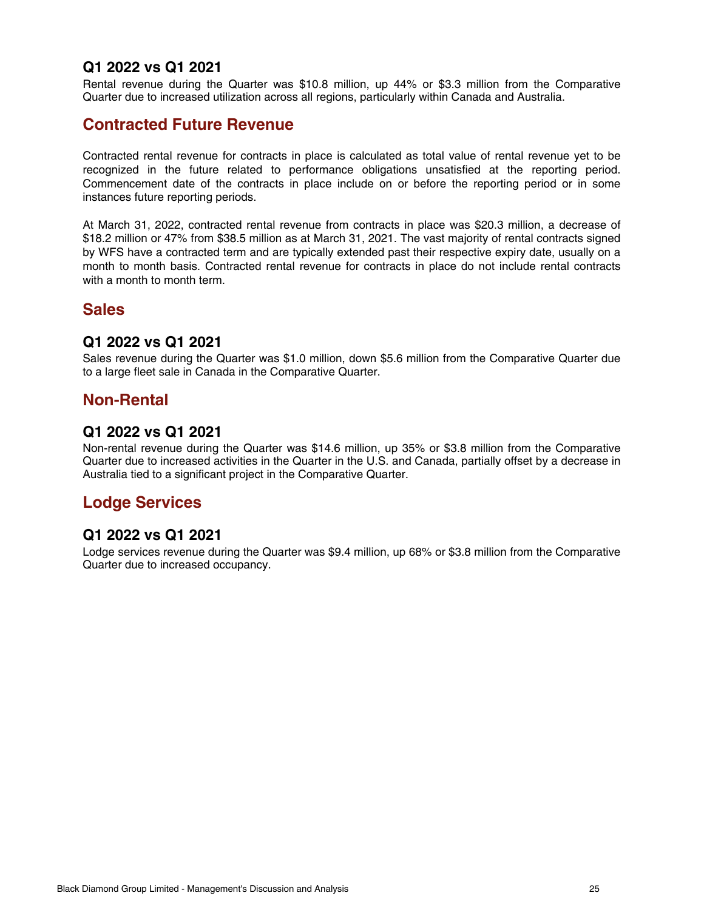### Q1 2022 vs Q1 2021

Rental revenue during the Quarter was $10.8 million, up 44% or $3.3 million from the Comparative Quarter due to increased utilization across all regions, particularly within Canada and Australia.

## Contracted Future Revenue

Contracted rental revenue for contracts in place is calculated as total value of rental revenue yet to be recognized in the future related to performance obligations unsatisfied at the reporting period. Commencement date of the contracts in place include on or before the reporting period or in some instances future reporting periods.

At March 31, 2022, contracted rental revenue from contracts in place was $20.3 million, a decrease of $18.2 million or 47% from $38.5 million as at March 31, 2021. The vast majority of rental contracts signed by WFS have a contracted term and are typically extended past their respective expiry date, usually on a month to month basis. Contracted rental revenue for contracts in place do not include rental contracts with a month to month term.

## Sales

### Q1 2022 vs Q1 2021

Sales revenue during the Quarter was $1.0 million, down $5.6 million from the Comparative Quarter due to a large fleet sale in Canada in the Comparative Quarter.

## Non-Rental

### Q1 2022 vs Q1 2021

Non-rental revenue during the Quarter was $14.6 million, up 35% or $3.8 million from the Comparative Quarter due to increased activities in the Quarter in the U.S. and Canada, partially offset by a decrease in Australia tied to a significant project in the Comparative Quarter.

## Lodge Services

### Q1 2022 vs Q1 2021

Lodge services revenue during the Quarter was $9.4 million, up 68% or $3.8 million from the Comparative Quarter due to increased occupancy.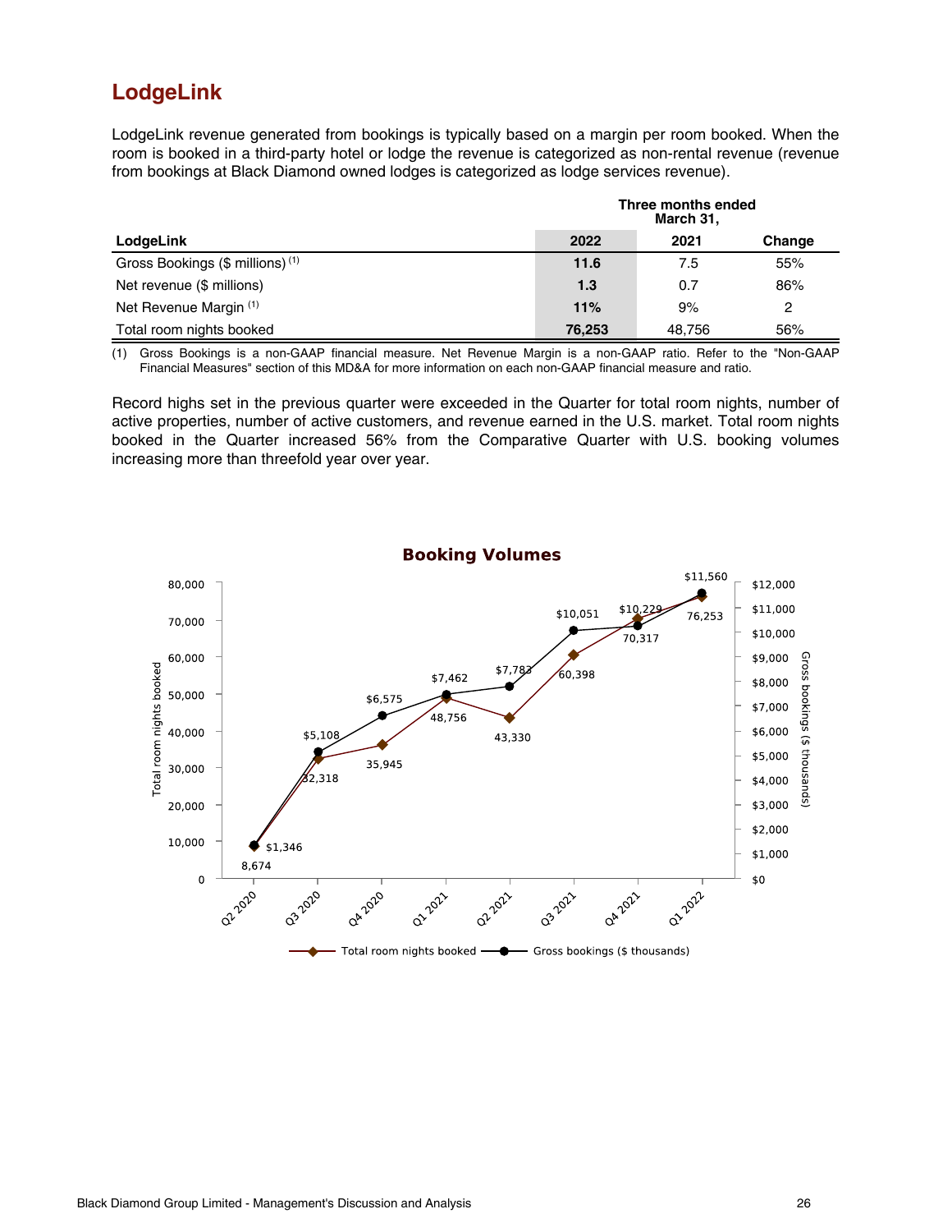## LodgeLink

LodgeLink revenue generated from bookings is typically based on a margin per room booked. When the room is booked in a third-party hotel or lodge the revenue is categorized as non-rental revenue (revenue from bookings at Black Diamond owned lodges is categorized as lodge services revenue).

| | Three months ended March 31, | | |
|---|---|---|---|
| **LodgeLink** | **2022** | **2021** | **Change** |
| Gross Bookings ($ millions) [(1)] | **11.6** | 7.5 | 55% |
| Net revenue ($ millions) | **1.3** | 0.7 | 86% |
| Net Revenue Margin [(1)] | **11%** | 9% | 2 |
| Total room nights booked | **76,253** | 48,756 | 56% |

(1) Gross Bookings is a non-GAAP financial measure. Net Revenue Margin is a non-GAAP ratio. Refer to the "Non-GAAP Financial Measures" section of this MD&A for more information on each non-GAAP financial measure and ratio.

Record highs set in the previous quarter were exceeded in the Quarter for total room nights, number of active properties, number of active customers, and revenue earned in the U.S. market. Total room nights booked in the Quarter increased 56% from the Comparative Quarter with U.S. booking volumes increasing more than threefold year over year.

**Booking Volumes**

| Quarter | Total room nights booked | Gross bookings ($ thousands) |
|---|---|---|
| Q2 2020 | 8,674 | $1,346 |
| Q3 2020 | 32,318 | $5,108 |
| Q4 2020 | 35,945 | $6,575 |
| Q1 2021 | 48,756 | $7,462 |
| Q2 2021 | 43,330 | $7,783 |
| Q3 2021 | 60,398 | $10,051 |
| Q4 2021 | 70,317 | $10,229 |
| Q1 2022 | 76,253 | $11,560 |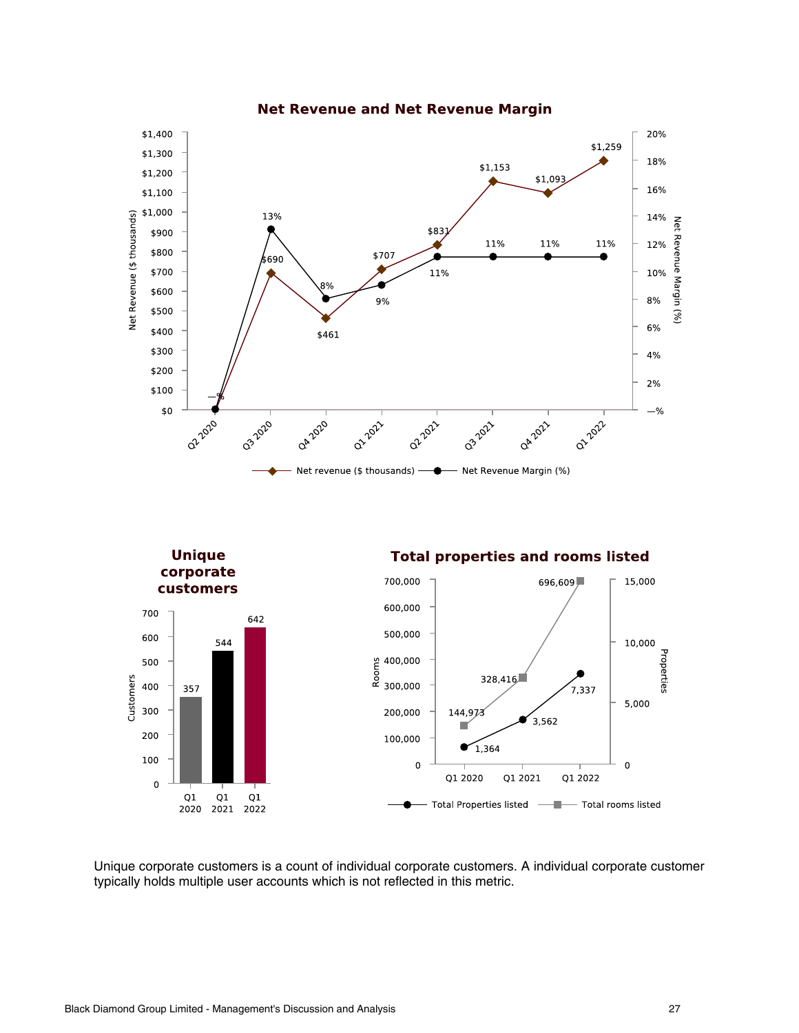## Net Revenue and Net Revenue Margin

| | Q2 2020 | Q3 2020 | Q4 2020 | Q1 2021 | Q2 2021 | Q3 2021 | Q4 2021 | Q1 2022 |
|---|---|---|---|---|---|---|---|---|
| Net revenue ($ thousands) | | $690 | $461 | $707 | $831 | $1,153 | $1,093 | $1,259 |
| Net Revenue Margin (%) | —% | 13% | 8% | 9% | 11% | 11% | 11% | 11% |

## Unique corporate customers

| | Q1 2020 | Q1 2021 | Q1 2022 |
|---|---|---|---|
| Customers | 357 | 544 | 642 |

## Total properties and rooms listed

| | Q1 2020 | Q1 2021 | Q1 2022 |
|---|---|---|---|
| Total Properties listed | 1,364 | 3,562 | 7,337 |
| Total rooms listed | 144,973 | 328,416 | 696,609 |

Unique corporate customers is a count of individual corporate customers. A individual corporate customer typically holds multiple user accounts which is not reflected in this metric.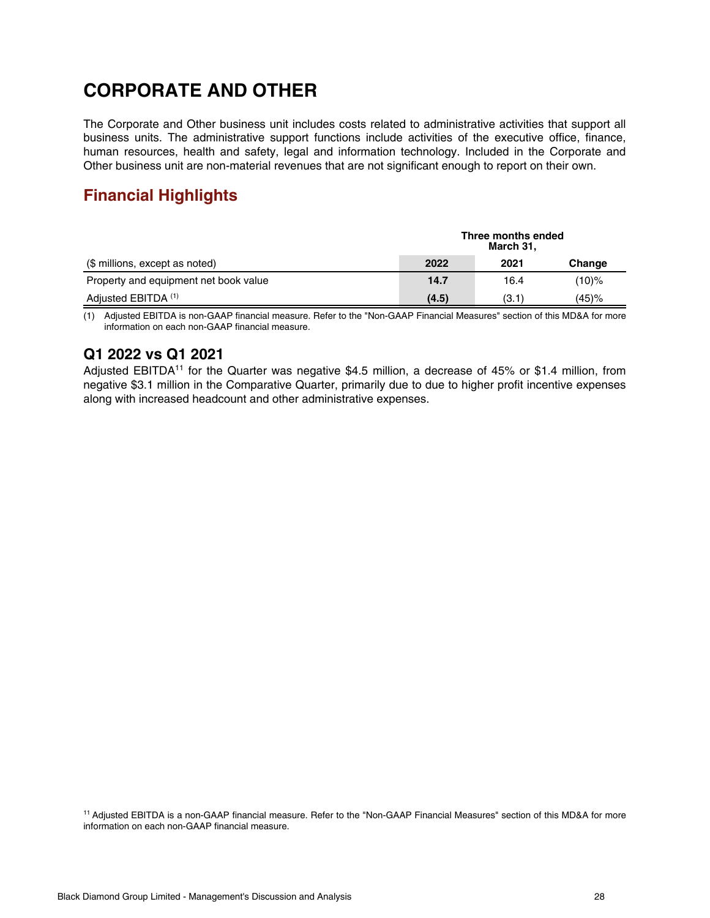# CORPORATE AND OTHER

The Corporate and Other business unit includes costs related to administrative activities that support all business units. The administrative support functions include activities of the executive office, finance, human resources, health and safety, legal and information technology. Included in the Corporate and Other business unit are non-material revenues that are not significant enough to report on their own.

## Financial Highlights

| | Three months ended March 31, | | |
|---|---|---|---|
| ($ millions, except as noted) | **2022** | 2021 | Change |
| Property and equipment net book value | **14.7** | 16.4 | (10)% |
| Adjusted EBITDA (1) | **(4.5)** | (3.1) | (45)% |

(1) Adjusted EBITDA is non-GAAP financial measure. Refer to the "Non-GAAP Financial Measures" section of this MD&A for more information on each non-GAAP financial measure.

### Q1 2022 vs Q1 2021

Adjusted EBITDA[11] for the Quarter was negative $4.5 million, a decrease of 45% or $1.4 million, from negative $3.1 million in the Comparative Quarter, primarily due to due to higher profit incentive expenses along with increased headcount and other administrative expenses.

[11] Adjusted EBITDA is a non-GAAP financial measure. Refer to the "Non-GAAP Financial Measures" section of this MD&A for more information on each non-GAAP financial measure.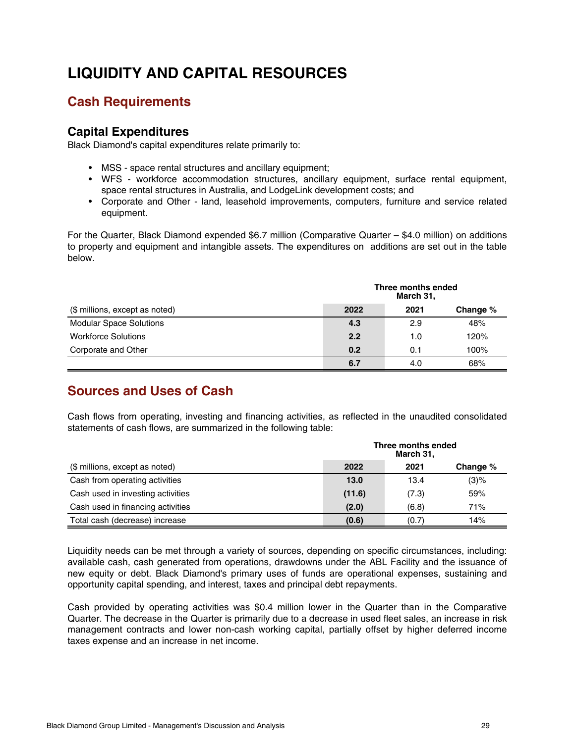# LIQUIDITY AND CAPITAL RESOURCES

## Cash Requirements

### Capital Expenditures

Black Diamond's capital expenditures relate primarily to:

- MSS - space rental structures and ancillary equipment;
- WFS - workforce accommodation structures, ancillary equipment, surface rental equipment, space rental structures in Australia, and LodgeLink development costs; and
- Corporate and Other - land, leasehold improvements, computers, furniture and service related equipment.

For the Quarter, Black Diamond expended $6.7 million (Comparative Quarter – $4.0 million) on additions to property and equipment and intangible assets. The expenditures on additions are set out in the table below.

| | Three months ended March 31, | | |
|---|---|---|---|
| ($ millions, except as noted) | **2022** | 2021 | Change % |
| Modular Space Solutions | **4.3** | 2.9 | 48% |
| Workforce Solutions | **2.2** | 1.0 | 120% |
| Corporate and Other | **0.2** | 0.1 | 100% |
| | **6.7** | 4.0 | 68% |

## Sources and Uses of Cash

Cash flows from operating, investing and financing activities, as reflected in the unaudited consolidated statements of cash flows, are summarized in the following table:

| | Three months ended March 31, | | |
|---|---|---|---|
| ($ millions, except as noted) | **2022** | 2021 | Change % |
| Cash from operating activities | **13.0** | 13.4 | (3)% |
| Cash used in investing activities | **(11.6)** | (7.3) | 59% |
| Cash used in financing activities | **(2.0)** | (6.8) | 71% |
| Total cash (decrease) increase | **(0.6)** | (0.7) | 14% |

Liquidity needs can be met through a variety of sources, depending on specific circumstances, including: available cash, cash generated from operations, drawdowns under the ABL Facility and the issuance of new equity or debt. Black Diamond's primary uses of funds are operational expenses, sustaining and opportunity capital spending, and interest, taxes and principal debt repayments.

Cash provided by operating activities was $0.4 million lower in the Quarter than in the Comparative Quarter. The decrease in the Quarter is primarily due to a decrease in used fleet sales, an increase in risk management contracts and lower non-cash working capital, partially offset by higher deferred income taxes expense and an increase in net income.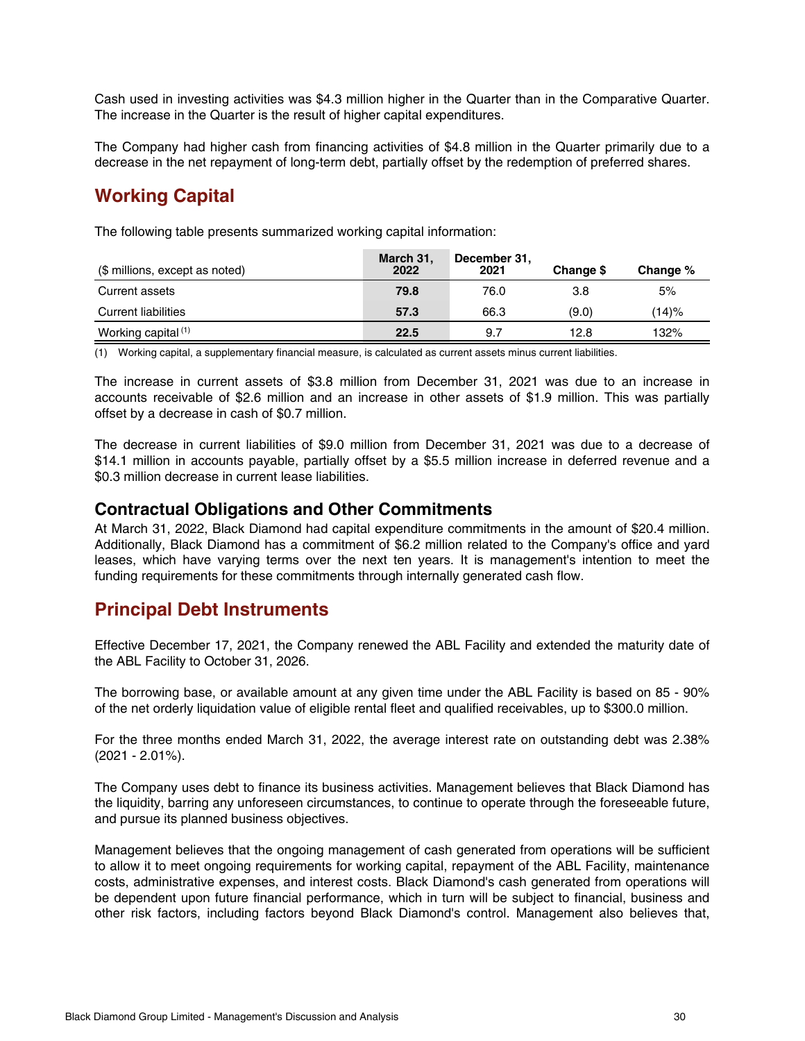Cash used in investing activities was $4.3 million higher in the Quarter than in the Comparative Quarter. The increase in the Quarter is the result of higher capital expenditures.

The Company had higher cash from financing activities of $4.8 million in the Quarter primarily due to a decrease in the net repayment of long-term debt, partially offset by the redemption of preferred shares.

## Working Capital

The following table presents summarized working capital information:

| ($ millions, except as noted) | March 31, 2022 | December 31, 2021 | Change $ | Change % |
|---|---|---|---|---|
| Current assets | **79.8** | 76.0 | 3.8 | 5% |
| Current liabilities | **57.3** | 66.3 | (9.0) | (14)% |
| Working capital [(1)] | **22.5** | 9.7 | 12.8 | 132% |

(1) Working capital, a supplementary financial measure, is calculated as current assets minus current liabilities.

The increase in current assets of $3.8 million from December 31, 2021 was due to an increase in accounts receivable of $2.6 million and an increase in other assets of $1.9 million. This was partially offset by a decrease in cash of $0.7 million.

The decrease in current liabilities of $9.0 million from December 31, 2021 was due to a decrease of $14.1 million in accounts payable, partially offset by a $5.5 million increase in deferred revenue and a $0.3 million decrease in current lease liabilities.

### Contractual Obligations and Other Commitments

At March 31, 2022, Black Diamond had capital expenditure commitments in the amount of $20.4 million. Additionally, Black Diamond has a commitment of $6.2 million related to the Company's office and yard leases, which have varying terms over the next ten years. It is management's intention to meet the funding requirements for these commitments through internally generated cash flow.

## Principal Debt Instruments

Effective December 17, 2021, the Company renewed the ABL Facility and extended the maturity date of the ABL Facility to October 31, 2026.

The borrowing base, or available amount at any given time under the ABL Facility is based on 85 - 90% of the net orderly liquidation value of eligible rental fleet and qualified receivables, up to $300.0 million.

For the three months ended March 31, 2022, the average interest rate on outstanding debt was 2.38% (2021 - 2.01%).

The Company uses debt to finance its business activities. Management believes that Black Diamond has the liquidity, barring any unforeseen circumstances, to continue to operate through the foreseeable future, and pursue its planned business objectives.

Management believes that the ongoing management of cash generated from operations will be sufficient to allow it to meet ongoing requirements for working capital, repayment of the ABL Facility, maintenance costs, administrative expenses, and interest costs. Black Diamond's cash generated from operations will be dependent upon future financial performance, which in turn will be subject to financial, business and other risk factors, including factors beyond Black Diamond's control. Management also believes that,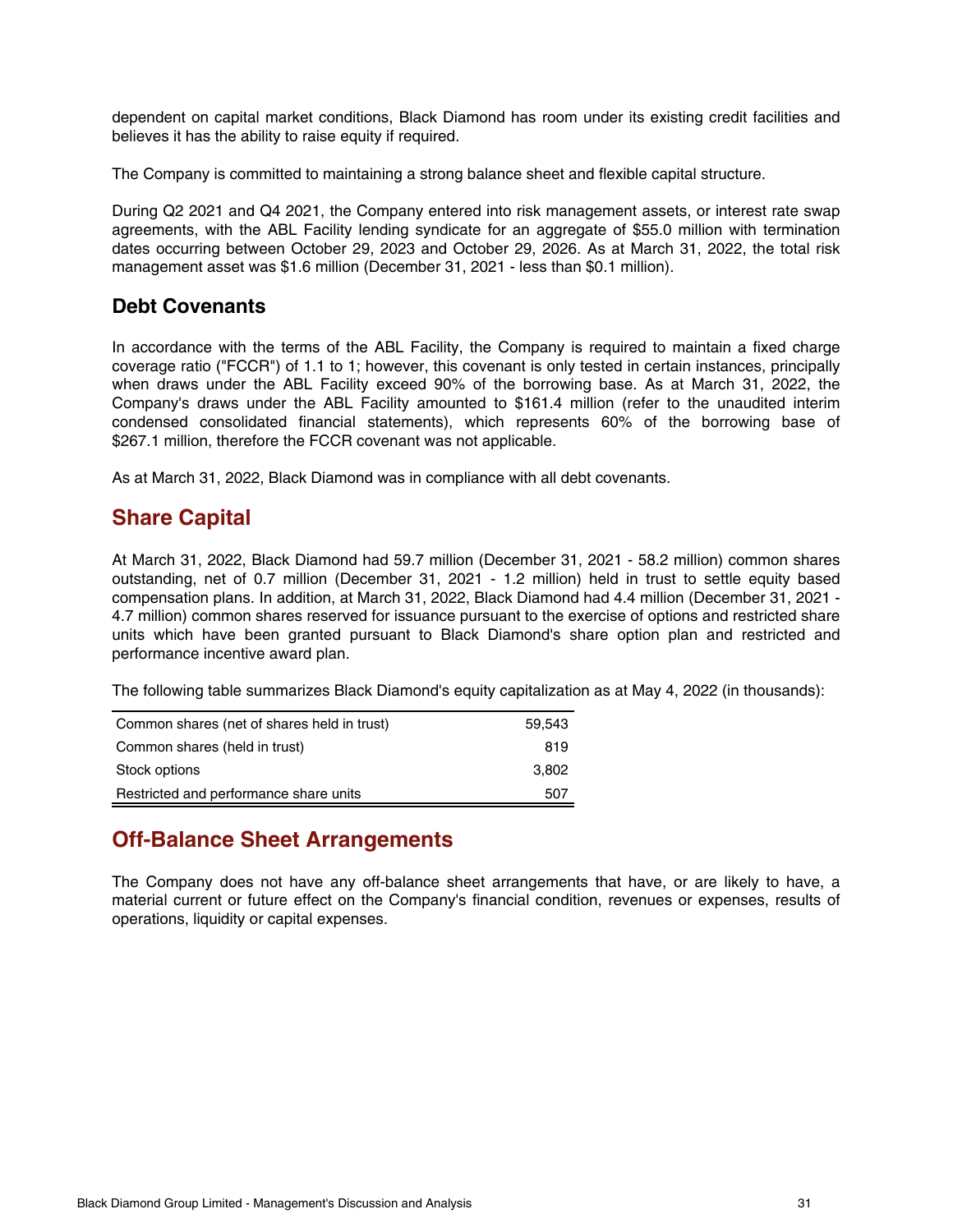dependent on capital market conditions, Black Diamond has room under its existing credit facilities and believes it has the ability to raise equity if required.

The Company is committed to maintaining a strong balance sheet and flexible capital structure.

During Q2 2021 and Q4 2021, the Company entered into risk management assets, or interest rate swap agreements, with the ABL Facility lending syndicate for an aggregate of $55.0 million with termination dates occurring between October 29, 2023 and October 29, 2026. As at March 31, 2022, the total risk management asset was $1.6 million (December 31, 2021 - less than $0.1 million).

### Debt Covenants

In accordance with the terms of the ABL Facility, the Company is required to maintain a fixed charge coverage ratio ("FCCR") of 1.1 to 1; however, this covenant is only tested in certain instances, principally when draws under the ABL Facility exceed 90% of the borrowing base. As at March 31, 2022, the Company's draws under the ABL Facility amounted to $161.4 million (refer to the unaudited interim condensed consolidated financial statements), which represents 60% of the borrowing base of $267.1 million, therefore the FCCR covenant was not applicable.

As at March 31, 2022, Black Diamond was in compliance with all debt covenants.

## Share Capital

At March 31, 2022, Black Diamond had 59.7 million (December 31, 2021 - 58.2 million) common shares outstanding, net of 0.7 million (December 31, 2021 - 1.2 million) held in trust to settle equity based compensation plans. In addition, at March 31, 2022, Black Diamond had 4.4 million (December 31, 2021 - 4.7 million) common shares reserved for issuance pursuant to the exercise of options and restricted share units which have been granted pursuant to Black Diamond's share option plan and restricted and performance incentive award plan.

The following table summarizes Black Diamond's equity capitalization as at May 4, 2022 (in thousands):

| | |
|---|---:|
| Common shares (net of shares held in trust) | 59,543 |
| Common shares (held in trust) | 819 |
| Stock options | 3,802 |
| Restricted and performance share units | 507 |

## Off-Balance Sheet Arrangements

The Company does not have any off-balance sheet arrangements that have, or are likely to have, a material current or future effect on the Company's financial condition, revenues or expenses, results of operations, liquidity or capital expenses.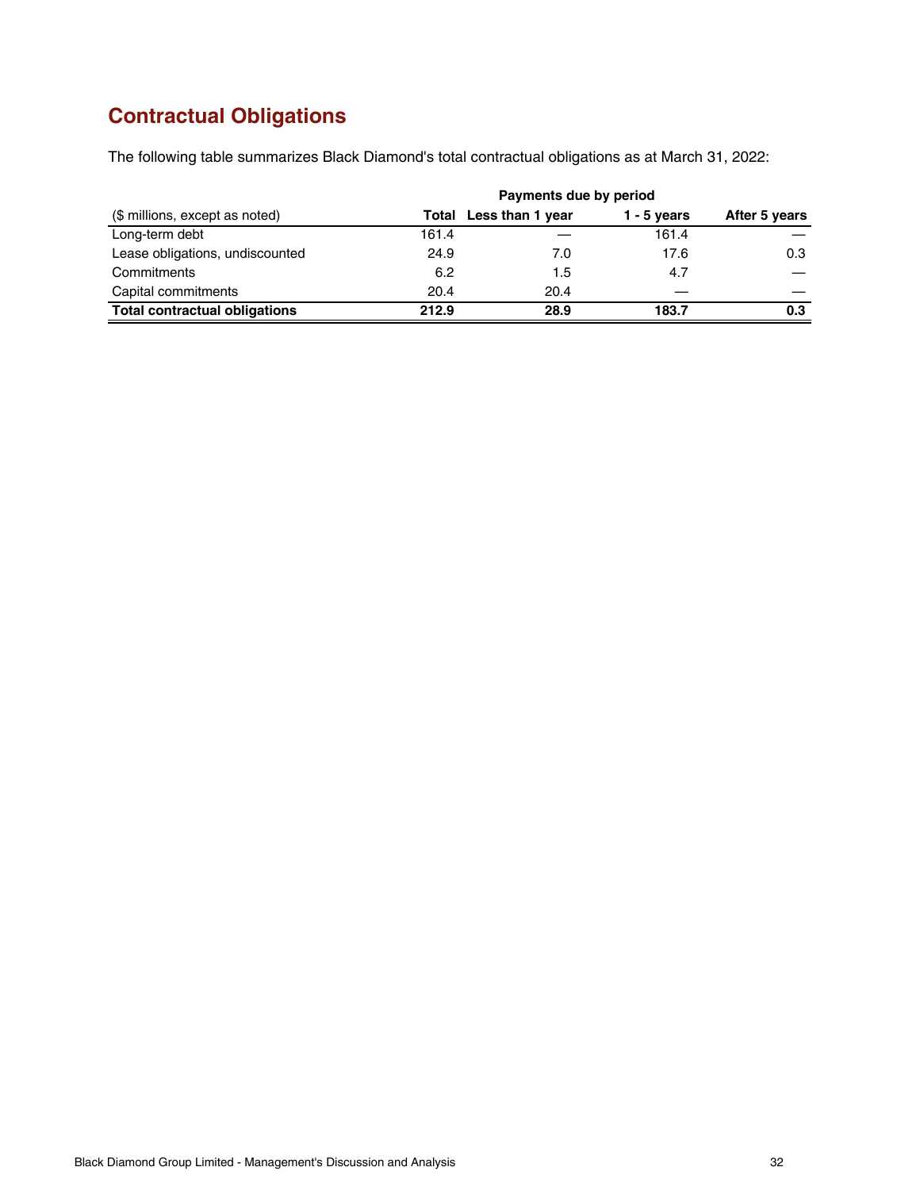## Contractual Obligations

The following table summarizes Black Diamond's total contractual obligations as at March 31, 2022:

| | | Payments due by period | | |
|---|---|---|---|---|
| ($ millions, except as noted) | **Total** | **Less than 1 year** | **1 - 5 years** | **After 5 years** |
| Long-term debt | 161.4 | — | 161.4 | — |
| Lease obligations, undiscounted | 24.9 | 7.0 | 17.6 | 0.3 |
| Commitments | 6.2 | 1.5 | 4.7 | — |
| Capital commitments | 20.4 | 20.4 | — | — |
| **Total contractual obligations** | **212.9** | **28.9** | **183.7** | **0.3** |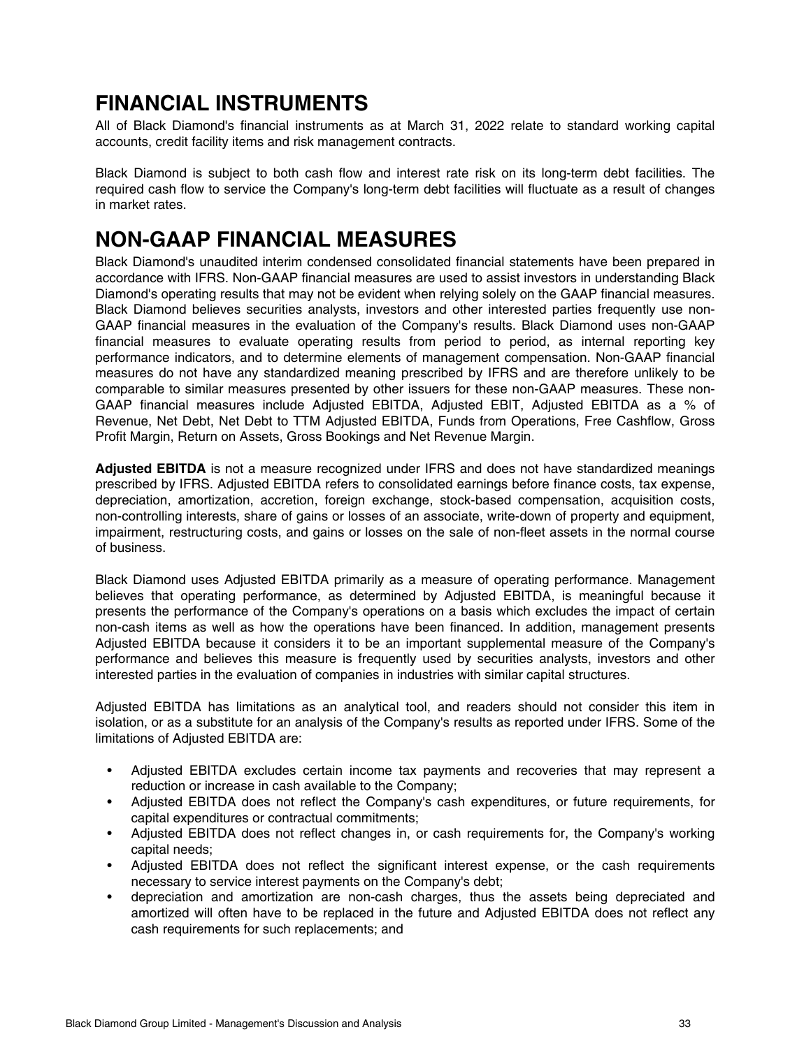# FINANCIAL INSTRUMENTS

All of Black Diamond's financial instruments as at March 31, 2022 relate to standard working capital accounts, credit facility items and risk management contracts.

Black Diamond is subject to both cash flow and interest rate risk on its long-term debt facilities. The required cash flow to service the Company's long-term debt facilities will fluctuate as a result of changes in market rates.

# NON-GAAP FINANCIAL MEASURES

Black Diamond's unaudited interim condensed consolidated financial statements have been prepared in accordance with IFRS. Non-GAAP financial measures are used to assist investors in understanding Black Diamond's operating results that may not be evident when relying solely on the GAAP financial measures. Black Diamond believes securities analysts, investors and other interested parties frequently use non-GAAP financial measures in the evaluation of the Company's results. Black Diamond uses non-GAAP financial measures to evaluate operating results from period to period, as internal reporting key performance indicators, and to determine elements of management compensation. Non-GAAP financial measures do not have any standardized meaning prescribed by IFRS and are therefore unlikely to be comparable to similar measures presented by other issuers for these non-GAAP measures. These non-GAAP financial measures include Adjusted EBITDA, Adjusted EBIT, Adjusted EBITDA as a % of Revenue, Net Debt, Net Debt to TTM Adjusted EBITDA, Funds from Operations, Free Cashflow, Gross Profit Margin, Return on Assets, Gross Bookings and Net Revenue Margin.

**Adjusted EBITDA** is not a measure recognized under IFRS and does not have standardized meanings prescribed by IFRS. Adjusted EBITDA refers to consolidated earnings before finance costs, tax expense, depreciation, amortization, accretion, foreign exchange, stock-based compensation, acquisition costs, non-controlling interests, share of gains or losses of an associate, write-down of property and equipment, impairment, restructuring costs, and gains or losses on the sale of non-fleet assets in the normal course of business.

Black Diamond uses Adjusted EBITDA primarily as a measure of operating performance. Management believes that operating performance, as determined by Adjusted EBITDA, is meaningful because it presents the performance of the Company's operations on a basis which excludes the impact of certain non-cash items as well as how the operations have been financed. In addition, management presents Adjusted EBITDA because it considers it to be an important supplemental measure of the Company's performance and believes this measure is frequently used by securities analysts, investors and other interested parties in the evaluation of companies in industries with similar capital structures.

Adjusted EBITDA has limitations as an analytical tool, and readers should not consider this item in isolation, or as a substitute for an analysis of the Company's results as reported under IFRS. Some of the limitations of Adjusted EBITDA are:

- Adjusted EBITDA excludes certain income tax payments and recoveries that may represent a reduction or increase in cash available to the Company;
- Adjusted EBITDA does not reflect the Company's cash expenditures, or future requirements, for capital expenditures or contractual commitments;
- Adjusted EBITDA does not reflect changes in, or cash requirements for, the Company's working capital needs;
- Adjusted EBITDA does not reflect the significant interest expense, or the cash requirements necessary to service interest payments on the Company's debt;
- depreciation and amortization are non-cash charges, thus the assets being depreciated and amortized will often have to be replaced in the future and Adjusted EBITDA does not reflect any cash requirements for such replacements; and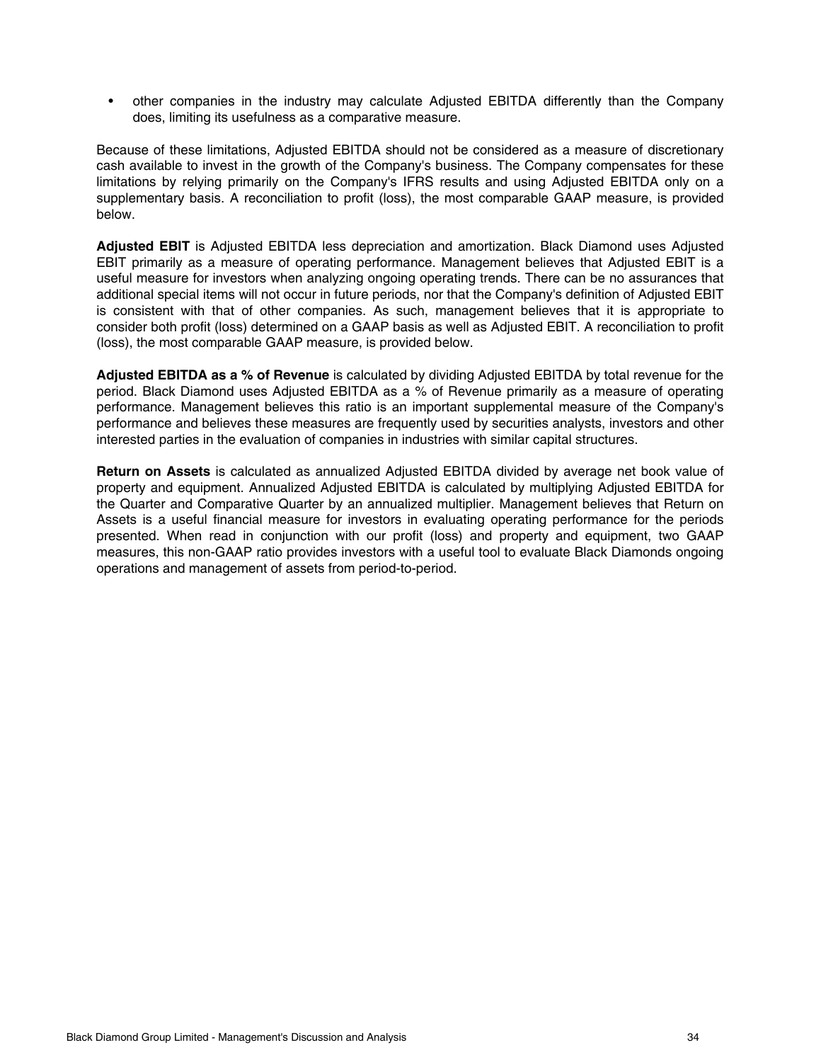- other companies in the industry may calculate Adjusted EBITDA differently than the Company does, limiting its usefulness as a comparative measure.

Because of these limitations, Adjusted EBITDA should not be considered as a measure of discretionary cash available to invest in the growth of the Company's business. The Company compensates for these limitations by relying primarily on the Company's IFRS results and using Adjusted EBITDA only on a supplementary basis. A reconciliation to profit (loss), the most comparable GAAP measure, is provided below.

**Adjusted EBIT** is Adjusted EBITDA less depreciation and amortization. Black Diamond uses Adjusted EBIT primarily as a measure of operating performance. Management believes that Adjusted EBIT is a useful measure for investors when analyzing ongoing operating trends. There can be no assurances that additional special items will not occur in future periods, nor that the Company's definition of Adjusted EBIT is consistent with that of other companies. As such, management believes that it is appropriate to consider both profit (loss) determined on a GAAP basis as well as Adjusted EBIT. A reconciliation to profit (loss), the most comparable GAAP measure, is provided below.

**Adjusted EBITDA as a % of Revenue** is calculated by dividing Adjusted EBITDA by total revenue for the period. Black Diamond uses Adjusted EBITDA as a % of Revenue primarily as a measure of operating performance. Management believes this ratio is an important supplemental measure of the Company's performance and believes these measures are frequently used by securities analysts, investors and other interested parties in the evaluation of companies in industries with similar capital structures.

**Return on Assets** is calculated as annualized Adjusted EBITDA divided by average net book value of property and equipment. Annualized Adjusted EBITDA is calculated by multiplying Adjusted EBITDA for the Quarter and Comparative Quarter by an annualized multiplier. Management believes that Return on Assets is a useful financial measure for investors in evaluating operating performance for the periods presented. When read in conjunction with our profit (loss) and property and equipment, two GAAP measures, this non-GAAP ratio provides investors with a useful tool to evaluate Black Diamonds ongoing operations and management of assets from period-to-period.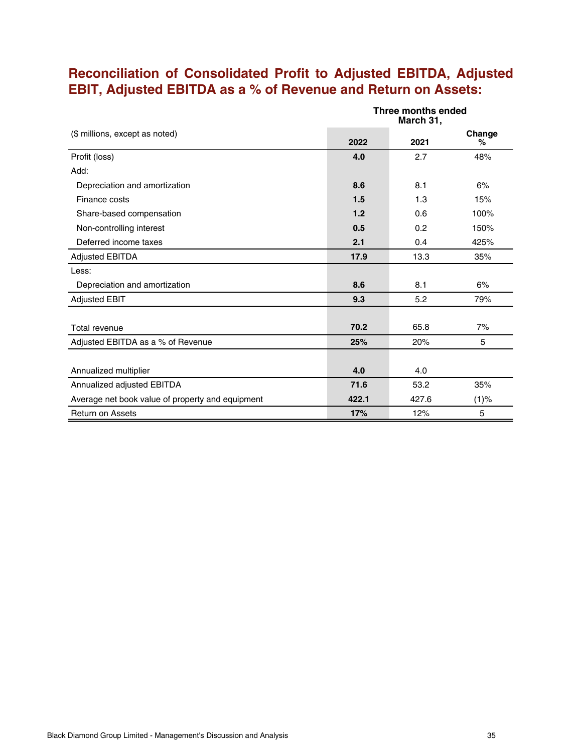## Reconciliation of Consolidated Profit to Adjusted EBITDA, Adjusted EBIT, Adjusted EBITDA as a % of Revenue and Return on Assets:

| ($ millions, except as noted) | Three months ended March 31, | | |
|---|---|---|---|
| | **2022** | 2021 | Change % |
| Profit (loss) | **4.0** | 2.7 | 48% |
| Add: | | | |
| Depreciation and amortization | **8.6** | 8.1 | 6% |
| Finance costs | **1.5** | 1.3 | 15% |
| Share-based compensation | **1.2** | 0.6 | 100% |
| Non-controlling interest | **0.5** | 0.2 | 150% |
| Deferred income taxes | **2.1** | 0.4 | 425% |
| Adjusted EBITDA | **17.9** | 13.3 | 35% |
| Less: | | | |
| Depreciation and amortization | **8.6** | 8.1 | 6% |
| Adjusted EBIT | **9.3** | 5.2 | 79% |
| | | | |
| Total revenue | **70.2** | 65.8 | 7% |
| Adjusted EBITDA as a % of Revenue | **25%** | 20% | 5 |
| | | | |
| Annualized multiplier | **4.0** | 4.0 | |
| Annualized adjusted EBITDA | **71.6** | 53.2 | 35% |
| Average net book value of property and equipment | **422.1** | 427.6 | (1)% |
| Return on Assets | **17%** | 12% | 5 |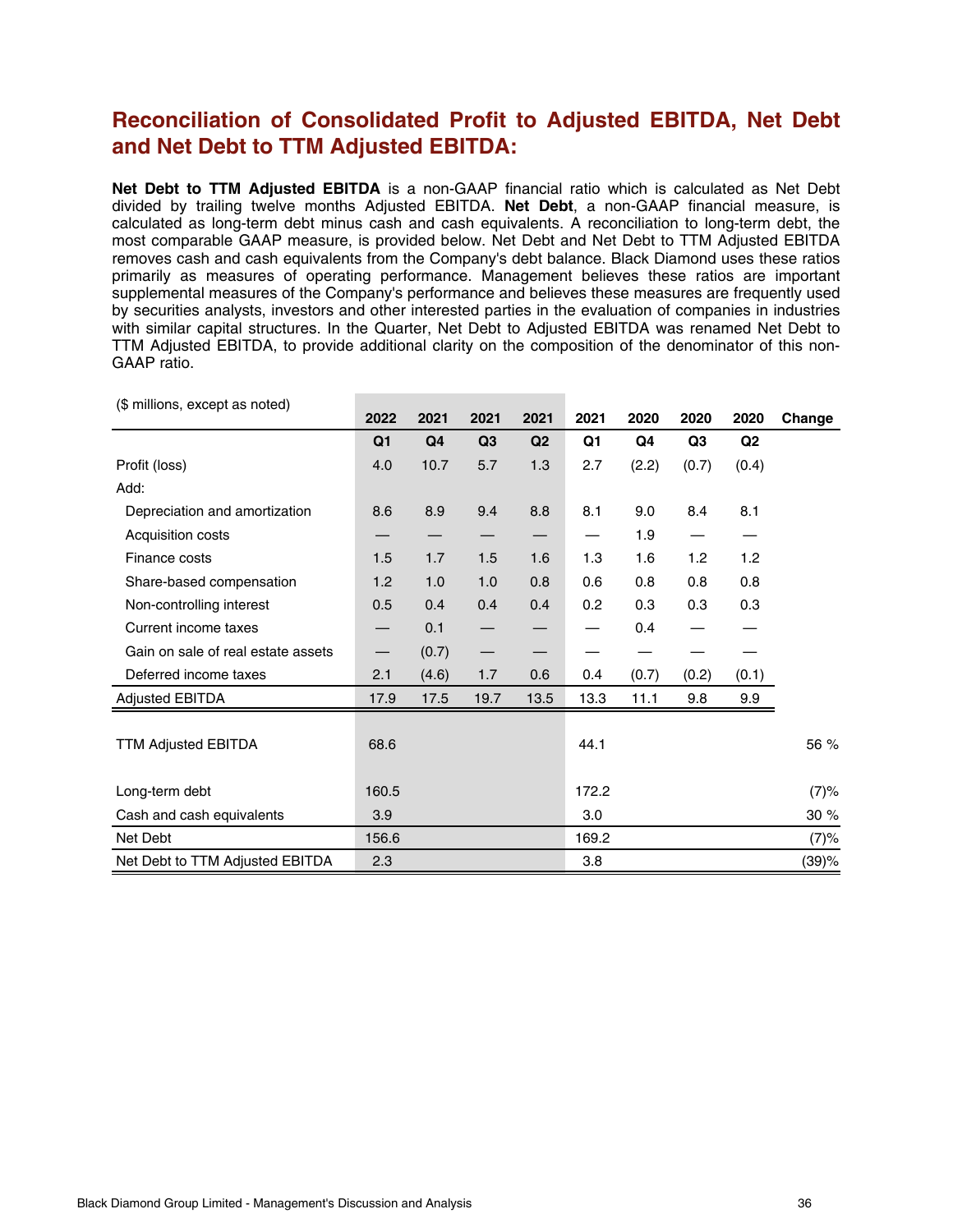## Reconciliation of Consolidated Profit to Adjusted EBITDA, Net Debt and Net Debt to TTM Adjusted EBITDA:

**Net Debt to TTM Adjusted EBITDA** is a non-GAAP financial ratio which is calculated as Net Debt divided by trailing twelve months Adjusted EBITDA. **Net Debt**, a non-GAAP financial measure, is calculated as long-term debt minus cash and cash equivalents. A reconciliation to long-term debt, the most comparable GAAP measure, is provided below. Net Debt and Net Debt to TTM Adjusted EBITDA removes cash and cash equivalents from the Company's debt balance. Black Diamond uses these ratios primarily as measures of operating performance. Management believes these ratios are important supplemental measures of the Company's performance and believes these measures are frequently used by securities analysts, investors and other interested parties in the evaluation of companies in industries with similar capital structures. In the Quarter, Net Debt to Adjusted EBITDA was renamed Net Debt to TTM Adjusted EBITDA, to provide additional clarity on the composition of the denominator of this non-GAAP ratio.

| ($ millions, except as noted) | 2022 | 2021 | 2021 | 2021 | 2021 | 2020 | 2020 | 2020 | Change |
|---|---|---|---|---|---|---|---|---|---|
| | Q1 | Q4 | Q3 | Q2 | Q1 | Q4 | Q3 | Q2 | |
| Profit (loss) | 4.0 | 10.7 | 5.7 | 1.3 | 2.7 | (2.2) | (0.7) | (0.4) | |
| Add: | | | | | | | | | |
| Depreciation and amortization | 8.6 | 8.9 | 9.4 | 8.8 | 8.1 | 9.0 | 8.4 | 8.1 | |
| Acquisition costs | — | — | — | — | — | 1.9 | — | — | |
| Finance costs | 1.5 | 1.7 | 1.5 | 1.6 | 1.3 | 1.6 | 1.2 | 1.2 | |
| Share-based compensation | 1.2 | 1.0 | 1.0 | 0.8 | 0.6 | 0.8 | 0.8 | 0.8 | |
| Non-controlling interest | 0.5 | 0.4 | 0.4 | 0.4 | 0.2 | 0.3 | 0.3 | 0.3 | |
| Current income taxes | — | 0.1 | — | — | — | 0.4 | — | — | |
| Gain on sale of real estate assets | — | (0.7) | — | — | — | — | — | — | |
| Deferred income taxes | 2.1 | (4.6) | 1.7 | 0.6 | 0.4 | (0.7) | (0.2) | (0.1) | |
| Adjusted EBITDA | 17.9 | 17.5 | 19.7 | 13.5 | 13.3 | 11.1 | 9.8 | 9.9 | |
| TTM Adjusted EBITDA | 68.6 | | | | 44.1 | | | | 56 % |
| Long-term debt | 160.5 | | | | 172.2 | | | | (7)% |
| Cash and cash equivalents | 3.9 | | | | 3.0 | | | | 30 % |
| Net Debt | 156.6 | | | | 169.2 | | | | (7)% |
| Net Debt to TTM Adjusted EBITDA | 2.3 | | | | 3.8 | | | | (39)% |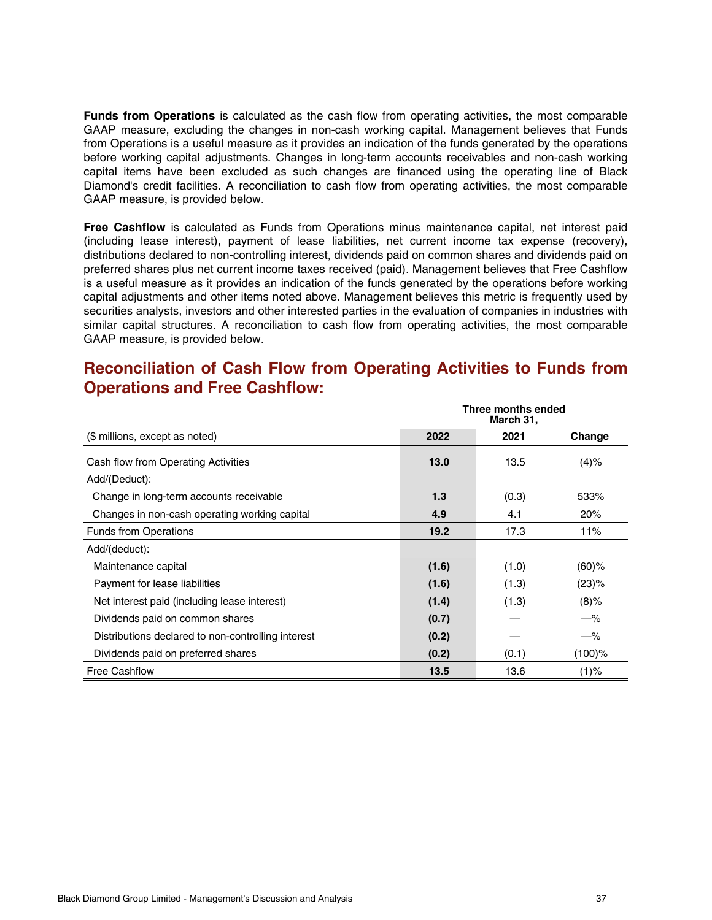**Funds from Operations** is calculated as the cash flow from operating activities, the most comparable GAAP measure, excluding the changes in non-cash working capital. Management believes that Funds from Operations is a useful measure as it provides an indication of the funds generated by the operations before working capital adjustments. Changes in long-term accounts receivables and non-cash working capital items have been excluded as such changes are financed using the operating line of Black Diamond's credit facilities. A reconciliation to cash flow from operating activities, the most comparable GAAP measure, is provided below.

**Free Cashflow** is calculated as Funds from Operations minus maintenance capital, net interest paid (including lease interest), payment of lease liabilities, net current income tax expense (recovery), distributions declared to non-controlling interest, dividends paid on common shares and dividends paid on preferred shares plus net current income taxes received (paid). Management believes that Free Cashflow is a useful measure as it provides an indication of the funds generated by the operations before working capital adjustments and other items noted above. Management believes this metric is frequently used by securities analysts, investors and other interested parties in the evaluation of companies in industries with similar capital structures. A reconciliation to cash flow from operating activities, the most comparable GAAP measure, is provided below.

## Reconciliation of Cash Flow from Operating Activities to Funds from Operations and Free Cashflow:

| | Three months ended March 31, | | |
|---|---|---|---|
| ($ millions, except as noted) | **2022** | 2021 | Change |
| Cash flow from Operating Activities | **13.0** | 13.5 | (4)% |
| Add/(Deduct): | | | |
| Change in long-term accounts receivable | **1.3** | (0.3) | 533% |
| Changes in non-cash operating working capital | **4.9** | 4.1 | 20% |
| Funds from Operations | **19.2** | 17.3 | 11% |
| Add/(deduct): | | | |
| Maintenance capital | **(1.6)** | (1.0) | (60)% |
| Payment for lease liabilities | **(1.6)** | (1.3) | (23)% |
| Net interest paid (including lease interest) | **(1.4)** | (1.3) | (8)% |
| Dividends paid on common shares | **(0.7)** | — | —% |
| Distributions declared to non-controlling interest | **(0.2)** | — | —% |
| Dividends paid on preferred shares | **(0.2)** | (0.1) | (100)% |
| Free Cashflow | **13.5** | 13.6 | (1)% |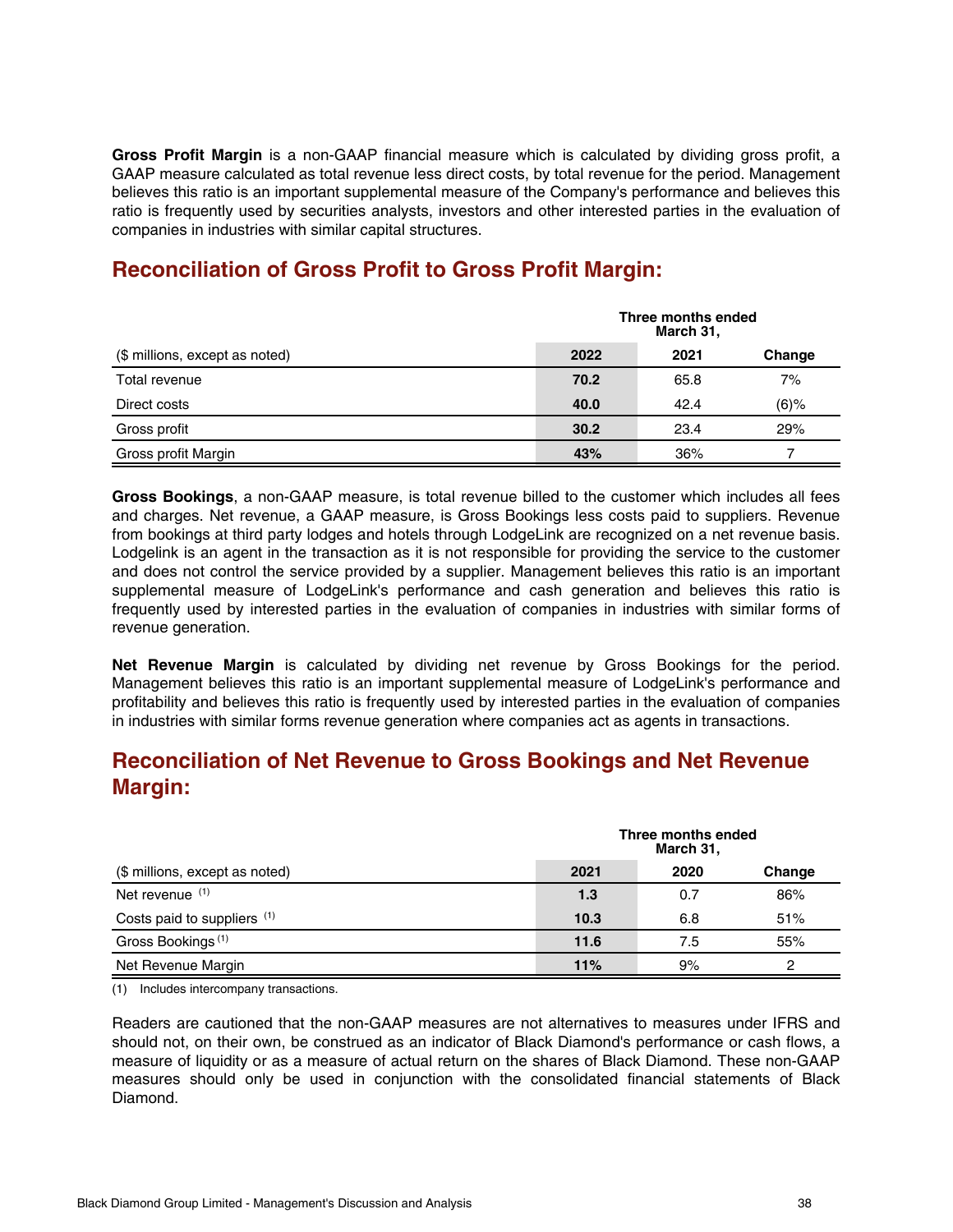**Gross Profit Margin** is a non-GAAP financial measure which is calculated by dividing gross profit, a GAAP measure calculated as total revenue less direct costs, by total revenue for the period. Management believes this ratio is an important supplemental measure of the Company's performance and believes this ratio is frequently used by securities analysts, investors and other interested parties in the evaluation of companies in industries with similar capital structures.

## Reconciliation of Gross Profit to Gross Profit Margin:

| | Three months ended March 31, | | |
|---|---|---|---|
| ($ millions, except as noted) | **2022** | 2021 | Change |
| Total revenue | **70.2** | 65.8 | 7% |
| Direct costs | **40.0** | 42.4 | (6)% |
| Gross profit | **30.2** | 23.4 | 29% |
| Gross profit Margin | **43%** | 36% | 7 |

**Gross Bookings**, a non-GAAP measure, is total revenue billed to the customer which includes all fees and charges. Net revenue, a GAAP measure, is Gross Bookings less costs paid to suppliers. Revenue from bookings at third party lodges and hotels through LodgeLink are recognized on a net revenue basis. Lodgelink is an agent in the transaction as it is not responsible for providing the service to the customer and does not control the service provided by a supplier. Management believes this ratio is an important supplemental measure of LodgeLink's performance and cash generation and believes this ratio is frequently used by interested parties in the evaluation of companies in industries with similar forms of revenue generation.

**Net Revenue Margin** is calculated by dividing net revenue by Gross Bookings for the period. Management believes this ratio is an important supplemental measure of LodgeLink's performance and profitability and believes this ratio is frequently used by interested parties in the evaluation of companies in industries with similar forms revenue generation where companies act as agents in transactions.

## Reconciliation of Net Revenue to Gross Bookings and Net Revenue Margin:

| | Three months ended March 31, | | |
|---|---|---|---|
| ($ millions, except as noted) | **2021** | 2020 | Change |
| Net revenue [(1)] | **1.3** | 0.7 | 86% |
| Costs paid to suppliers [(1)] | **10.3** | 6.8 | 51% |
| Gross Bookings [(1)] | **11.6** | 7.5 | 55% |
| Net Revenue Margin | **11%** | 9% | 2 |

(1) Includes intercompany transactions.

Readers are cautioned that the non-GAAP measures are not alternatives to measures under IFRS and should not, on their own, be construed as an indicator of Black Diamond's performance or cash flows, a measure of liquidity or as a measure of actual return on the shares of Black Diamond. These non-GAAP measures should only be used in conjunction with the consolidated financial statements of Black Diamond.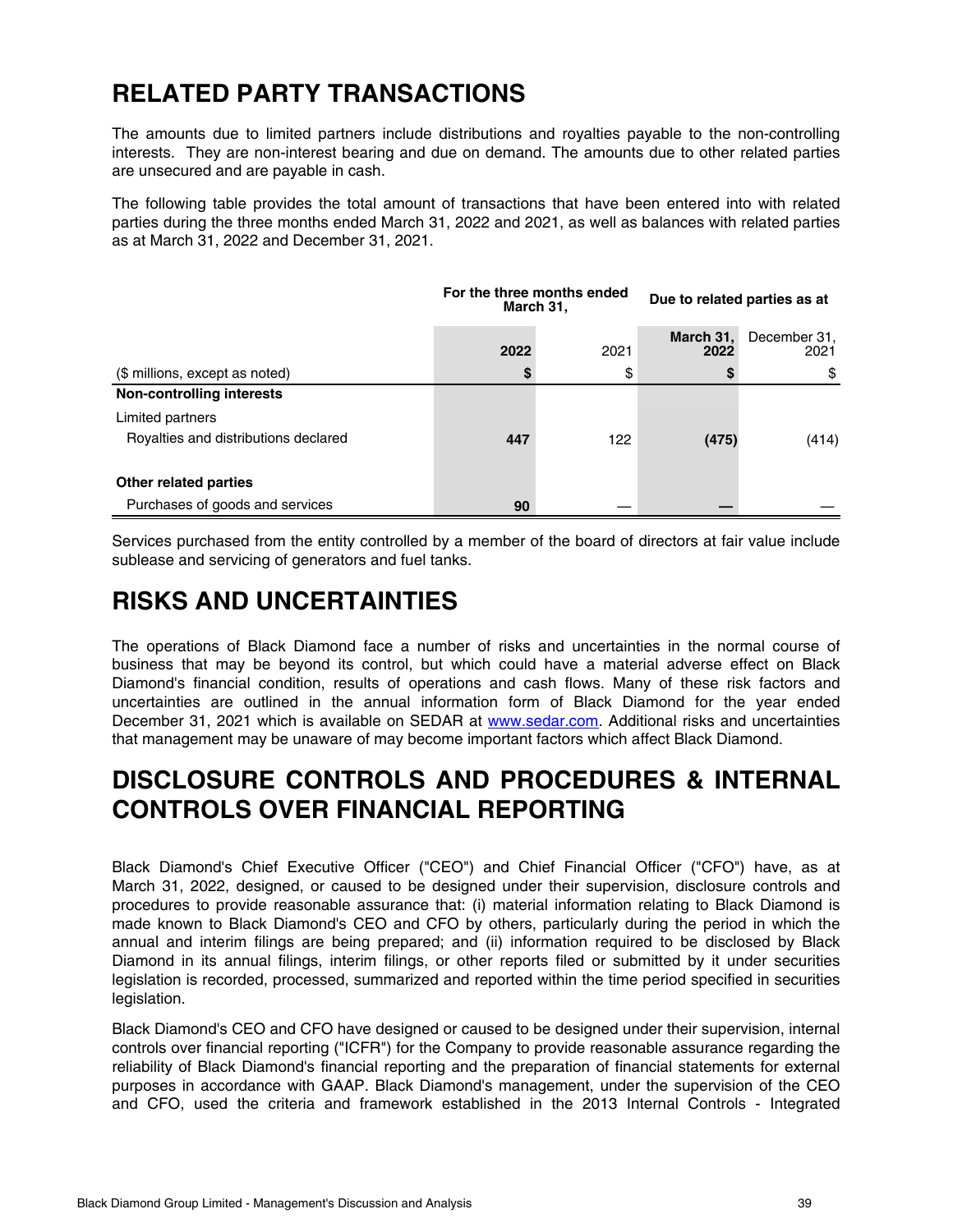# RELATED PARTY TRANSACTIONS

The amounts due to limited partners include distributions and royalties payable to the non-controlling interests. They are non-interest bearing and due on demand. The amounts due to other related parties are unsecured and are payable in cash.

The following table provides the total amount of transactions that have been entered into with related parties during the three months ended March 31, 2022 and 2021, as well as balances with related parties as at March 31, 2022 and December 31, 2021.

| | **For the three months ended March 31,** | | **Due to related parties as at** | |
|---|---|---|---|---|
| | **2022** | 2021 | **March 31, 2022** | December 31, 2021 |
| ($ millions, except as noted) | **$** | $ | **$** | $ |
| **Non-controlling interests** | | | | |
| Limited partners | | | | |
| Royalties and distributions declared | **447** | 122 | **(475)** | (414) |
| **Other related parties** | | | | |
| Purchases of goods and services | **90** | — | **—** | — |

Services purchased from the entity controlled by a member of the board of directors at fair value include sublease and servicing of generators and fuel tanks.

# RISKS AND UNCERTAINTIES

The operations of Black Diamond face a number of risks and uncertainties in the normal course of business that may be beyond its control, but which could have a material adverse effect on Black Diamond's financial condition, results of operations and cash flows. Many of these risk factors and uncertainties are outlined in the annual information form of Black Diamond for the year ended December 31, 2021 which is available on SEDAR at www.sedar.com. Additional risks and uncertainties that management may be unaware of may become important factors which affect Black Diamond.

# DISCLOSURE CONTROLS AND PROCEDURES & INTERNAL CONTROLS OVER FINANCIAL REPORTING

Black Diamond's Chief Executive Officer ("CEO") and Chief Financial Officer ("CFO") have, as at March 31, 2022, designed, or caused to be designed under their supervision, disclosure controls and procedures to provide reasonable assurance that: (i) material information relating to Black Diamond is made known to Black Diamond's CEO and CFO by others, particularly during the period in which the annual and interim filings are being prepared; and (ii) information required to be disclosed by Black Diamond in its annual filings, interim filings, or other reports filed or submitted by it under securities legislation is recorded, processed, summarized and reported within the time period specified in securities legislation.

Black Diamond's CEO and CFO have designed or caused to be designed under their supervision, internal controls over financial reporting ("ICFR") for the Company to provide reasonable assurance regarding the reliability of Black Diamond's financial reporting and the preparation of financial statements for external purposes in accordance with GAAP. Black Diamond's management, under the supervision of the CEO and CFO, used the criteria and framework established in the 2013 Internal Controls - Integrated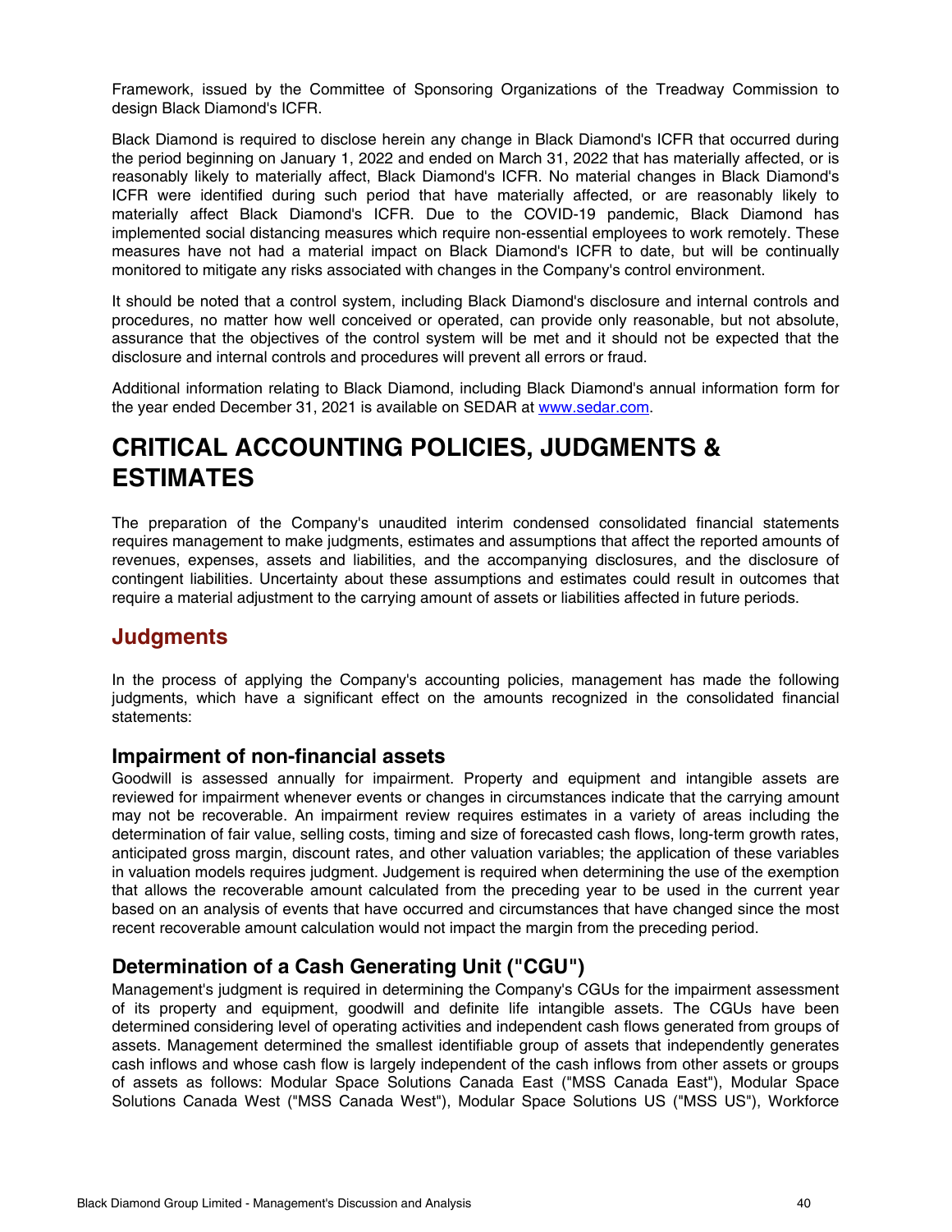Framework, issued by the Committee of Sponsoring Organizations of the Treadway Commission to design Black Diamond's ICFR.

Black Diamond is required to disclose herein any change in Black Diamond's ICFR that occurred during the period beginning on January 1, 2022 and ended on March 31, 2022 that has materially affected, or is reasonably likely to materially affect, Black Diamond's ICFR. No material changes in Black Diamond's ICFR were identified during such period that have materially affected, or are reasonably likely to materially affect Black Diamond's ICFR. Due to the COVID-19 pandemic, Black Diamond has implemented social distancing measures which require non-essential employees to work remotely. These measures have not had a material impact on Black Diamond's ICFR to date, but will be continually monitored to mitigate any risks associated with changes in the Company's control environment.

It should be noted that a control system, including Black Diamond's disclosure and internal controls and procedures, no matter how well conceived or operated, can provide only reasonable, but not absolute, assurance that the objectives of the control system will be met and it should not be expected that the disclosure and internal controls and procedures will prevent all errors or fraud.

Additional information relating to Black Diamond, including Black Diamond's annual information form for the year ended December 31, 2021 is available on SEDAR at www.sedar.com.

# CRITICAL ACCOUNTING POLICIES, JUDGMENTS & ESTIMATES

The preparation of the Company's unaudited interim condensed consolidated financial statements requires management to make judgments, estimates and assumptions that affect the reported amounts of revenues, expenses, assets and liabilities, and the accompanying disclosures, and the disclosure of contingent liabilities. Uncertainty about these assumptions and estimates could result in outcomes that require a material adjustment to the carrying amount of assets or liabilities affected in future periods.

## Judgments

In the process of applying the Company's accounting policies, management has made the following judgments, which have a significant effect on the amounts recognized in the consolidated financial statements:

### Impairment of non-financial assets

Goodwill is assessed annually for impairment. Property and equipment and intangible assets are reviewed for impairment whenever events or changes in circumstances indicate that the carrying amount may not be recoverable. An impairment review requires estimates in a variety of areas including the determination of fair value, selling costs, timing and size of forecasted cash flows, long-term growth rates, anticipated gross margin, discount rates, and other valuation variables; the application of these variables in valuation models requires judgment. Judgement is required when determining the use of the exemption that allows the recoverable amount calculated from the preceding year to be used in the current year based on an analysis of events that have occurred and circumstances that have changed since the most recent recoverable amount calculation would not impact the margin from the preceding period.

### Determination of a Cash Generating Unit ("CGU")

Management's judgment is required in determining the Company's CGUs for the impairment assessment of its property and equipment, goodwill and definite life intangible assets. The CGUs have been determined considering level of operating activities and independent cash flows generated from groups of assets. Management determined the smallest identifiable group of assets that independently generates cash inflows and whose cash flow is largely independent of the cash inflows from other assets or groups of assets as follows: Modular Space Solutions Canada East ("MSS Canada East"), Modular Space Solutions Canada West ("MSS Canada West"), Modular Space Solutions US ("MSS US"), Workforce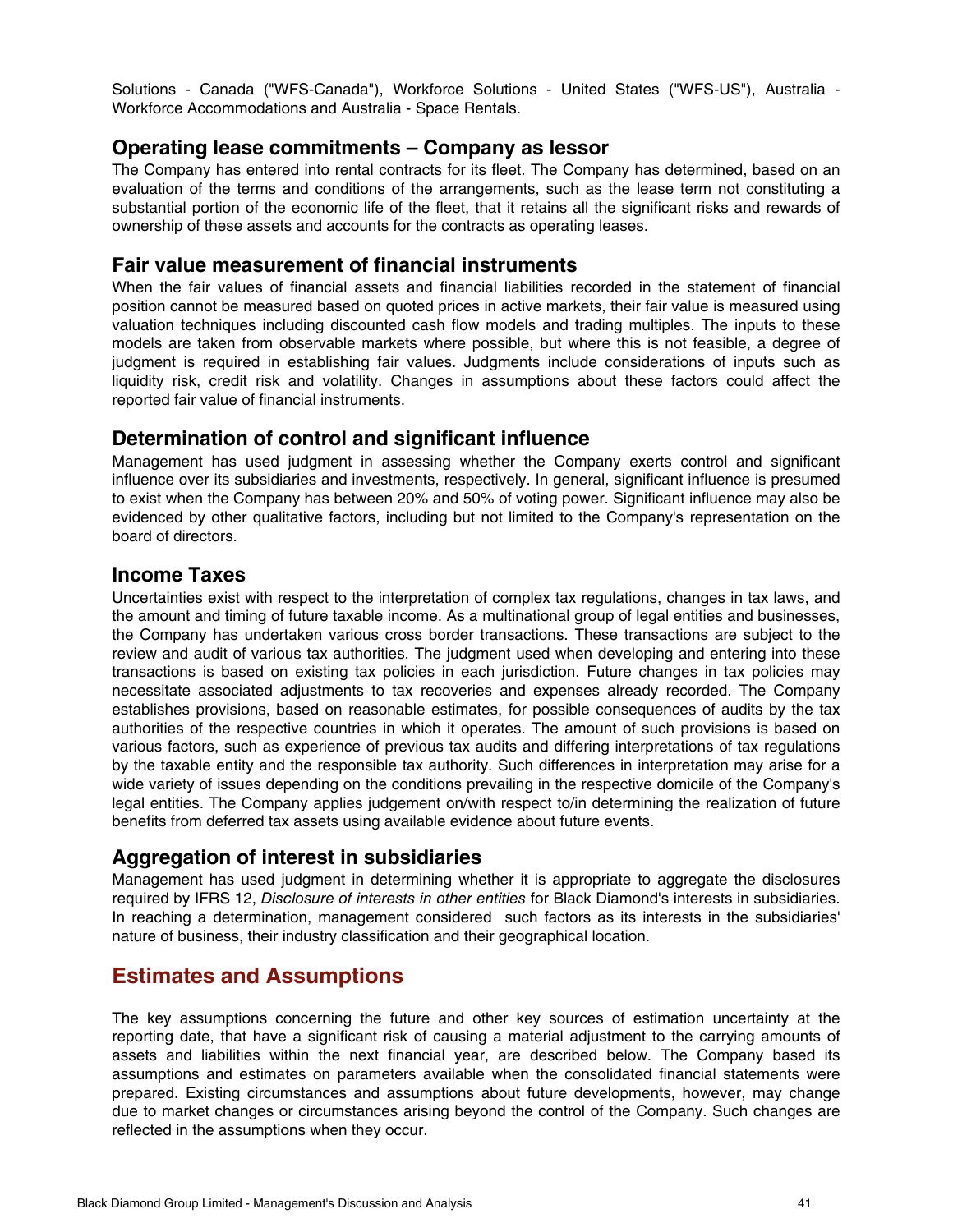Solutions - Canada ("WFS-Canada"), Workforce Solutions - United States ("WFS-US"), Australia - Workforce Accommodations and Australia - Space Rentals.

### Operating lease commitments – Company as lessor

The Company has entered into rental contracts for its fleet. The Company has determined, based on an evaluation of the terms and conditions of the arrangements, such as the lease term not constituting a substantial portion of the economic life of the fleet, that it retains all the significant risks and rewards of ownership of these assets and accounts for the contracts as operating leases.

### Fair value measurement of financial instruments

When the fair values of financial assets and financial liabilities recorded in the statement of financial position cannot be measured based on quoted prices in active markets, their fair value is measured using valuation techniques including discounted cash flow models and trading multiples. The inputs to these models are taken from observable markets where possible, but where this is not feasible, a degree of judgment is required in establishing fair values. Judgments include considerations of inputs such as liquidity risk, credit risk and volatility. Changes in assumptions about these factors could affect the reported fair value of financial instruments.

### Determination of control and significant influence

Management has used judgment in assessing whether the Company exerts control and significant influence over its subsidiaries and investments, respectively. In general, significant influence is presumed to exist when the Company has between 20% and 50% of voting power. Significant influence may also be evidenced by other qualitative factors, including but not limited to the Company's representation on the board of directors.

### Income Taxes

Uncertainties exist with respect to the interpretation of complex tax regulations, changes in tax laws, and the amount and timing of future taxable income. As a multinational group of legal entities and businesses, the Company has undertaken various cross border transactions. These transactions are subject to the review and audit of various tax authorities. The judgment used when developing and entering into these transactions is based on existing tax policies in each jurisdiction. Future changes in tax policies may necessitate associated adjustments to tax recoveries and expenses already recorded. The Company establishes provisions, based on reasonable estimates, for possible consequences of audits by the tax authorities of the respective countries in which it operates. The amount of such provisions is based on various factors, such as experience of previous tax audits and differing interpretations of tax regulations by the taxable entity and the responsible tax authority. Such differences in interpretation may arise for a wide variety of issues depending on the conditions prevailing in the respective domicile of the Company's legal entities. The Company applies judgement on/with respect to/in determining the realization of future benefits from deferred tax assets using available evidence about future events.

### Aggregation of interest in subsidiaries

Management has used judgment in determining whether it is appropriate to aggregate the disclosures required by IFRS 12, *Disclosure of interests in other entities* for Black Diamond's interests in subsidiaries. In reaching a determination, management considered such factors as its interests in the subsidiaries' nature of business, their industry classification and their geographical location.

## Estimates and Assumptions

The key assumptions concerning the future and other key sources of estimation uncertainty at the reporting date, that have a significant risk of causing a material adjustment to the carrying amounts of assets and liabilities within the next financial year, are described below. The Company based its assumptions and estimates on parameters available when the consolidated financial statements were prepared. Existing circumstances and assumptions about future developments, however, may change due to market changes or circumstances arising beyond the control of the Company. Such changes are reflected in the assumptions when they occur.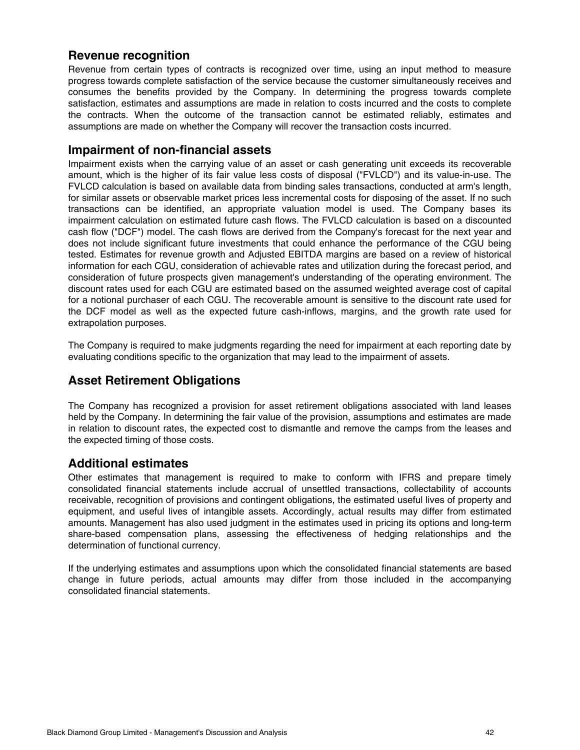## Revenue recognition

Revenue from certain types of contracts is recognized over time, using an input method to measure progress towards complete satisfaction of the service because the customer simultaneously receives and consumes the benefits provided by the Company. In determining the progress towards complete satisfaction, estimates and assumptions are made in relation to costs incurred and the costs to complete the contracts. When the outcome of the transaction cannot be estimated reliably, estimates and assumptions are made on whether the Company will recover the transaction costs incurred.

## Impairment of non-financial assets

Impairment exists when the carrying value of an asset or cash generating unit exceeds its recoverable amount, which is the higher of its fair value less costs of disposal ("FVLCD") and its value-in-use. The FVLCD calculation is based on available data from binding sales transactions, conducted at arm's length, for similar assets or observable market prices less incremental costs for disposing of the asset. If no such transactions can be identified, an appropriate valuation model is used. The Company bases its impairment calculation on estimated future cash flows. The FVLCD calculation is based on a discounted cash flow ("DCF") model. The cash flows are derived from the Company's forecast for the next year and does not include significant future investments that could enhance the performance of the CGU being tested. Estimates for revenue growth and Adjusted EBITDA margins are based on a review of historical information for each CGU, consideration of achievable rates and utilization during the forecast period, and consideration of future prospects given management's understanding of the operating environment. The discount rates used for each CGU are estimated based on the assumed weighted average cost of capital for a notional purchaser of each CGU. The recoverable amount is sensitive to the discount rate used for the DCF model as well as the expected future cash-inflows, margins, and the growth rate used for extrapolation purposes.

The Company is required to make judgments regarding the need for impairment at each reporting date by evaluating conditions specific to the organization that may lead to the impairment of assets.

## Asset Retirement Obligations

The Company has recognized a provision for asset retirement obligations associated with land leases held by the Company. In determining the fair value of the provision, assumptions and estimates are made in relation to discount rates, the expected cost to dismantle and remove the camps from the leases and the expected timing of those costs.

## Additional estimates

Other estimates that management is required to make to conform with IFRS and prepare timely consolidated financial statements include accrual of unsettled transactions, collectability of accounts receivable, recognition of provisions and contingent obligations, the estimated useful lives of property and equipment, and useful lives of intangible assets. Accordingly, actual results may differ from estimated amounts. Management has also used judgment in the estimates used in pricing its options and long-term share-based compensation plans, assessing the effectiveness of hedging relationships and the determination of functional currency.

If the underlying estimates and assumptions upon which the consolidated financial statements are based change in future periods, actual amounts may differ from those included in the accompanying consolidated financial statements.